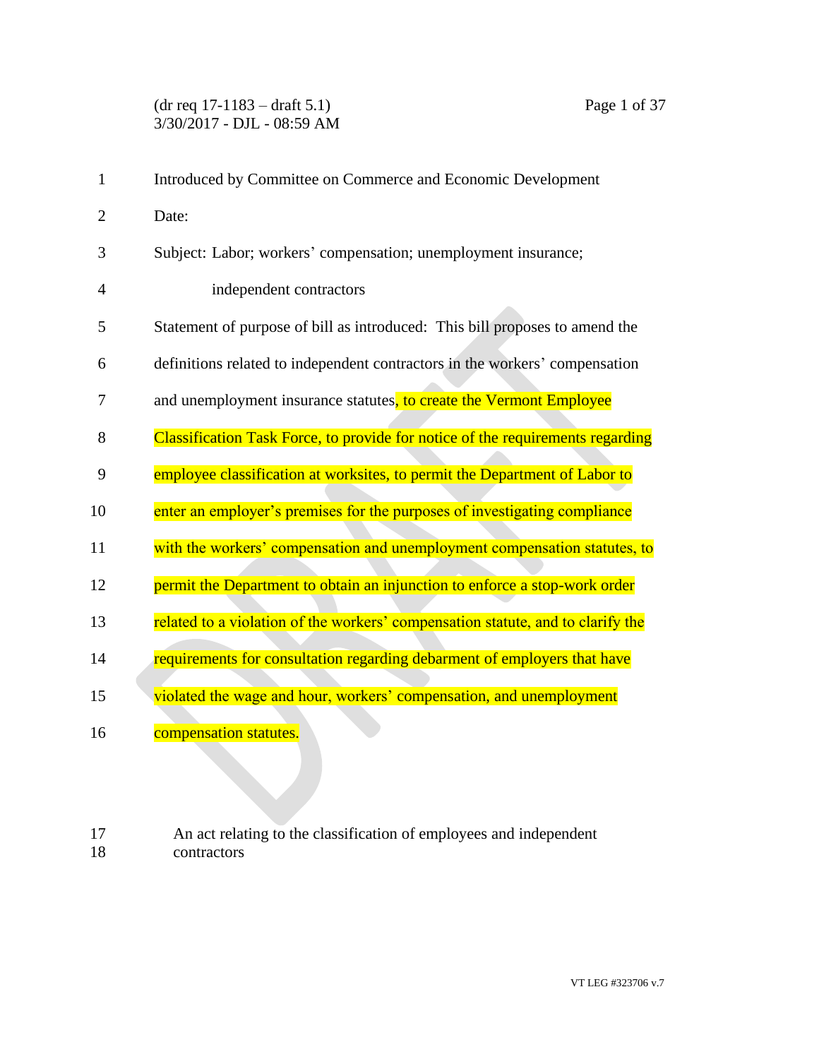Introduced by Committee on Commerce and Economic Development

Date:

Subject: Labor; workers' compensation; unemployment insurance; independent contractors

Statement of purpose of bill as introduced: This bill proposes to amend the definitions related to independent contractors in the workers' compensation and unemployment insurance statutes, to create the Vermont Employee Classification Task Force, to provide for notice of the requirements regarding employee classification at worksites, to permit the Department of Labor to enter an employer's premises for the purposes of investigating compliance with the workers' compensation and unemployment compensation statutes, to permit the Department to obtain an injunction to enforce a stop-work order related to a violation of the workers' compensation statute, and to clarify the requirements for consultation regarding debarment of employers that have violated the wage and hour, workers' compensation, and unemployment compensation statutes.

An act relating to the classification of employees and independent contractors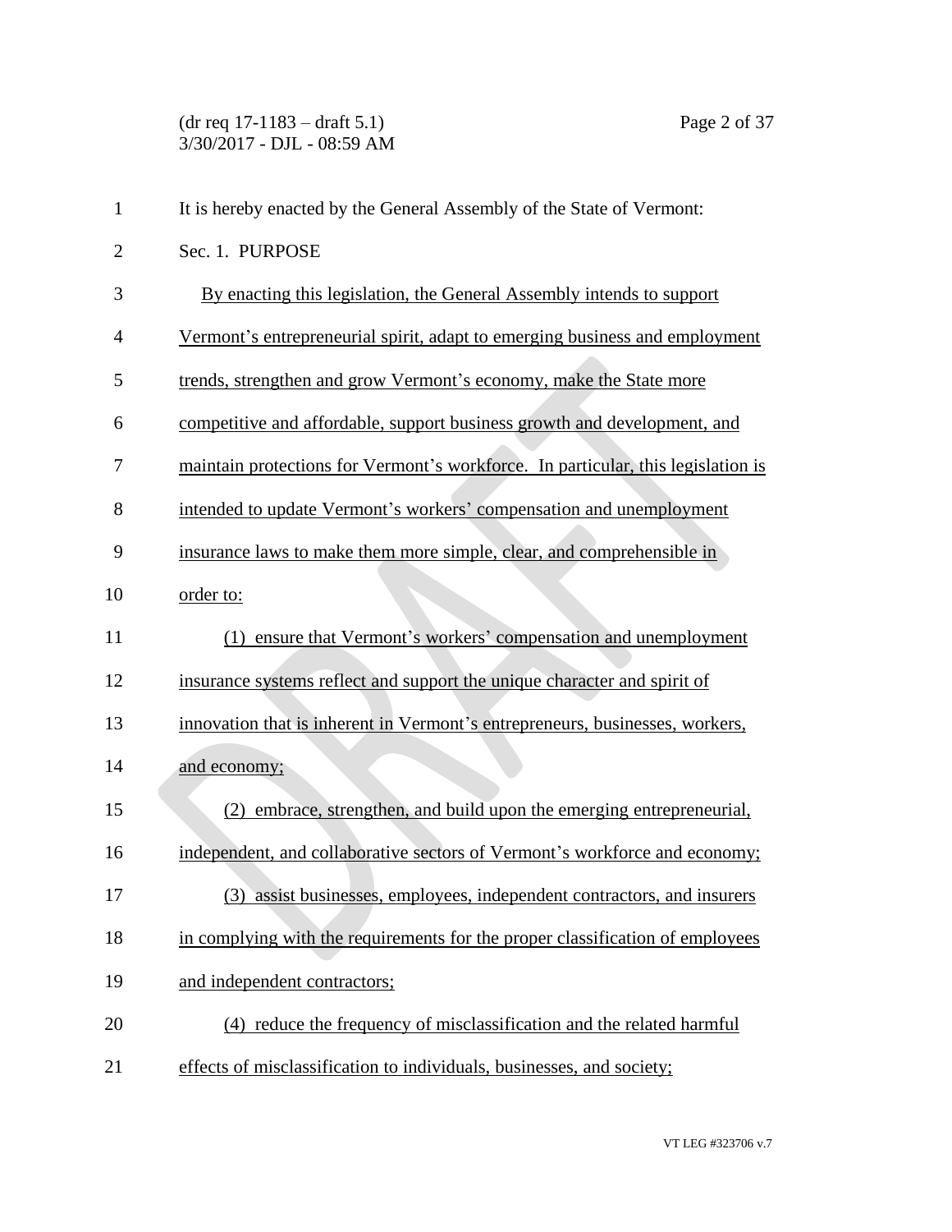It is hereby enacted by the General Assembly of the State of Vermont:

Sec. 1. PURPOSE

By enacting this legislation, the General Assembly intends to support Vermont's entrepreneurial spirit, adapt to emerging business and employment trends, strengthen and grow Vermont's economy, make the State more competitive and affordable, support business growth and development, and maintain protections for Vermont's workforce. In particular, this legislation is intended to update Vermont's workers' compensation and unemployment insurance laws to make them more simple, clear, and comprehensible in order to:

(1) ensure that Vermont's workers' compensation and unemployment insurance systems reflect and support the unique character and spirit of innovation that is inherent in Vermont's entrepreneurs, businesses, workers, and economy;

(2) embrace, strengthen, and build upon the emerging entrepreneurial, independent, and collaborative sectors of Vermont's workforce and economy;

(3) assist businesses, employees, independent contractors, and insurers in complying with the requirements for the proper classification of employees and independent contractors;

(4) reduce the frequency of misclassification and the related harmful effects of misclassification to individuals, businesses, and society;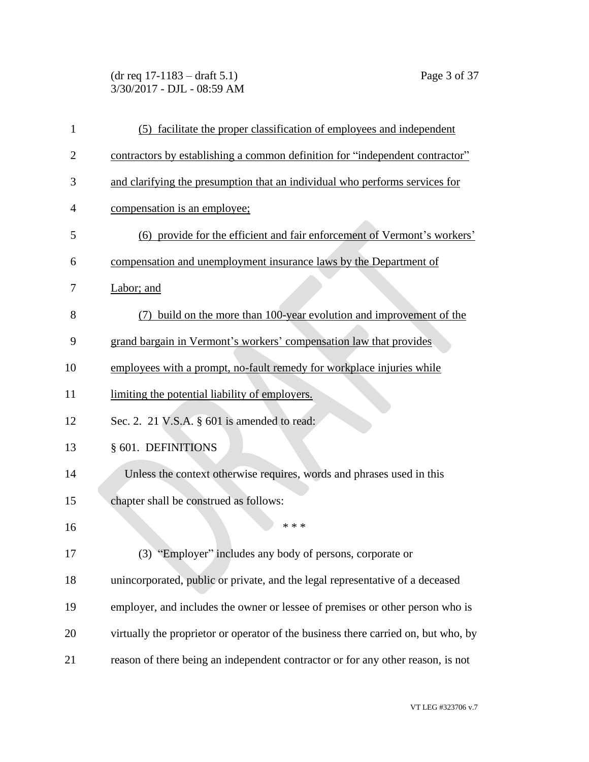(5) facilitate the proper classification of employees and independent contractors by establishing a common definition for "independent contractor" and clarifying the presumption that an individual who performs services for compensation is an employee;

(6) provide for the efficient and fair enforcement of Vermont's workers' compensation and unemployment insurance laws by the Department of Labor; and

(7) build on the more than 100-year evolution and improvement of the grand bargain in Vermont's workers' compensation law that provides employees with a prompt, no-fault remedy for workplace injuries while limiting the potential liability of employers.

Sec. 2. 21 V.S.A. § 601 is amended to read:

§ 601. DEFINITIONS

Unless the context otherwise requires, words and phrases used in this chapter shall be construed as follows:

\* \* \*

(3) "Employer" includes any body of persons, corporate or unincorporated, public or private, and the legal representative of a deceased employer, and includes the owner or lessee of premises or other person who is virtually the proprietor or operator of the business there carried on, but who, by reason of there being an independent contractor or for any other reason, is not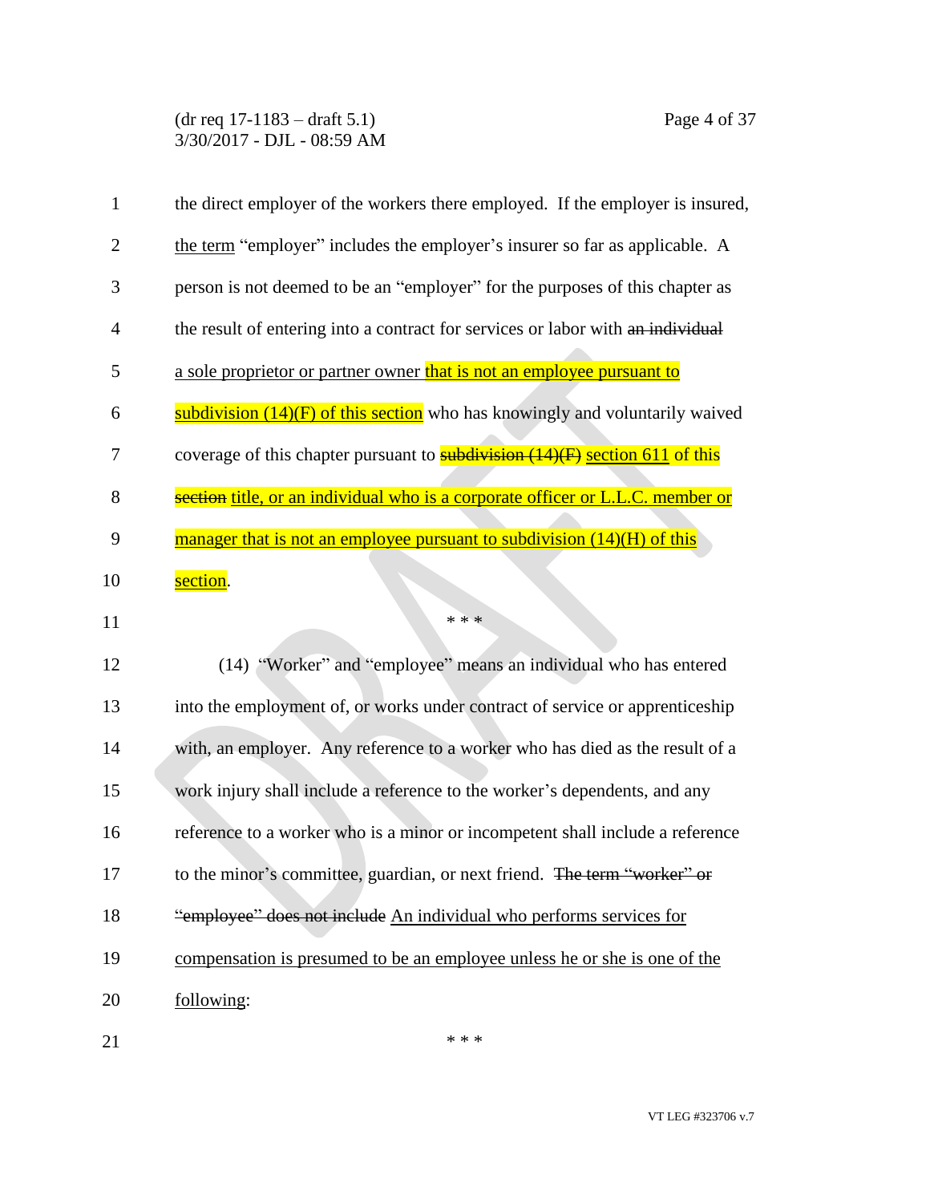the direct employer of the workers there employed. If the employer is insured, the term "employer" includes the employer's insurer so far as applicable. A person is not deemed to be an "employer" for the purposes of this chapter as the result of entering into a contract for services or labor with ~~an individual~~ a sole proprietor or partner owner that is not an employee pursuant to subdivision (14)(F) of this section who has knowingly and voluntarily waived coverage of this chapter pursuant to ~~subdivision (14)(F)~~ section 611 of this ~~section~~ title, or an individual who is a corporate officer or L.L.C. member or manager that is not an employee pursuant to subdivision (14)(H) of this section.

\* \* \*

(14) "Worker" and "employee" means an individual who has entered into the employment of, or works under contract of service or apprenticeship with, an employer. Any reference to a worker who has died as the result of a work injury shall include a reference to the worker's dependents, and any reference to a worker who is a minor or incompetent shall include a reference to the minor's committee, guardian, or next friend. ~~The term "worker" or "employee" does not include~~ An individual who performs services for compensation is presumed to be an employee unless he or she is one of the following:

\* \* \*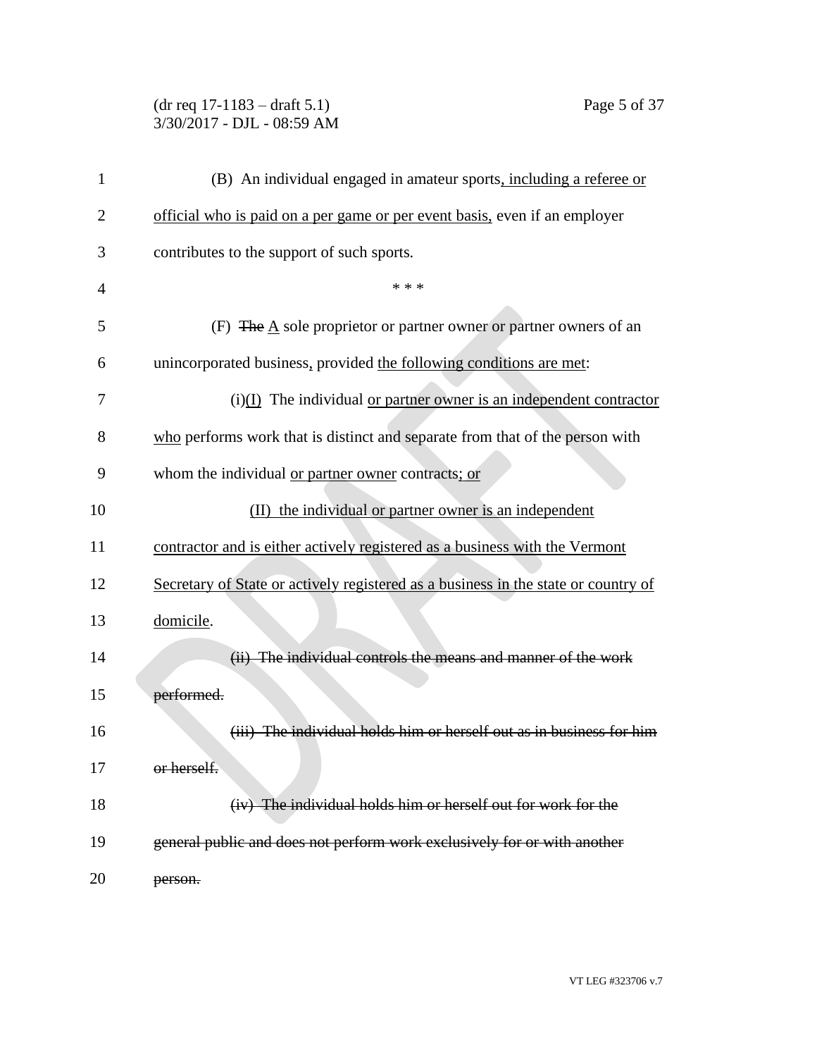(B) An individual engaged in amateur sports<u>, including a referee or official who is paid on a per game or per event basis,</u> even if an employer contributes to the support of such sports.

\* \* \*

(F) ~~The~~ <u>A</u> sole proprietor or partner owner or partner owners of an unincorporated business<u>,</u> provided <u>the following conditions are met</u>:

(i)<u>(I)</u> The individual <u>or partner owner is an independent contractor who</u> performs work that is distinct and separate from that of the person with whom the individual <u>or partner owner</u> contracts<u>; or</u>

<u>(II) the individual or partner owner is an independent contractor and is either actively registered as a business with the Vermont Secretary of State or actively registered as a business in the state or country of domicile</u>.

~~(ii) The individual controls the means and manner of the work performed.~~

~~(iii) The individual holds him or herself out as in business for him or herself.~~

~~(iv) The individual holds him or herself out for work for the general public and does not perform work exclusively for or with another person.~~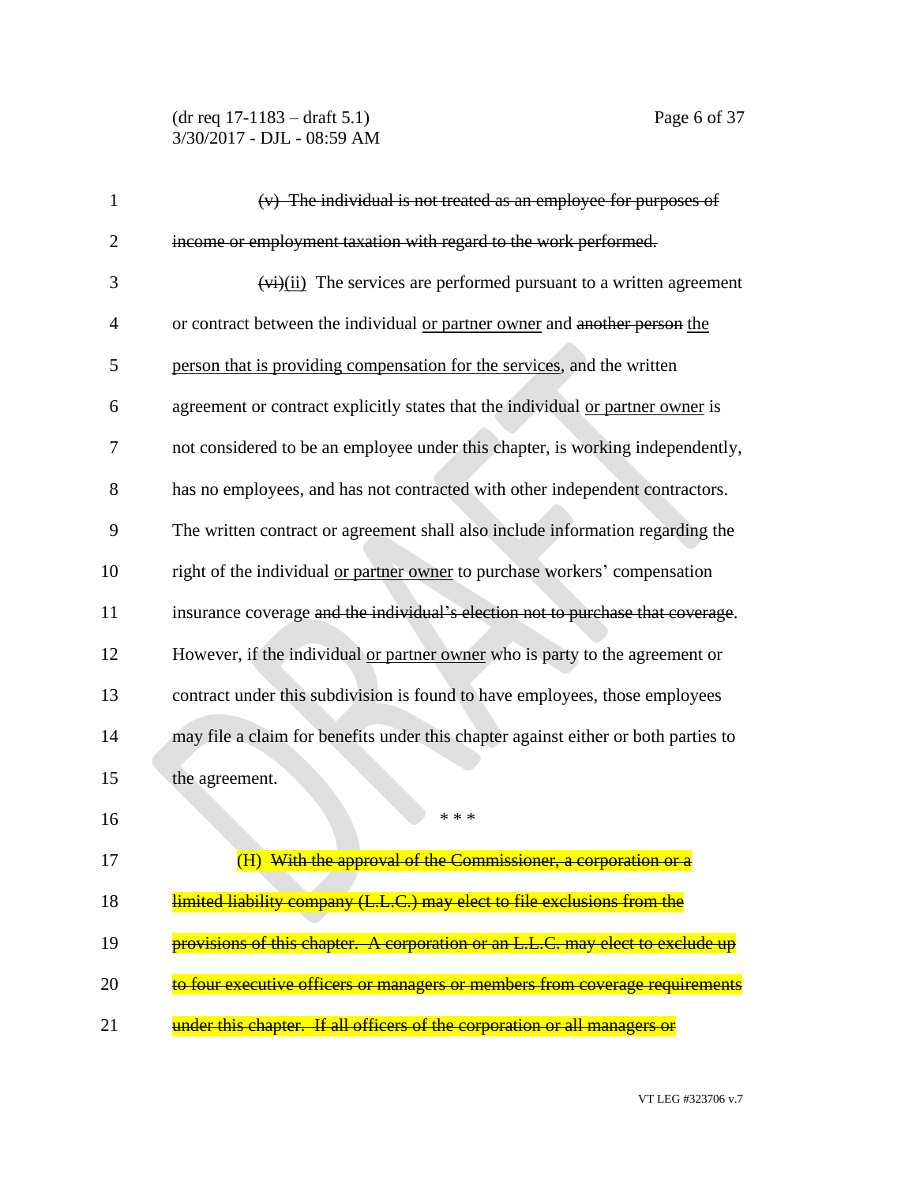~~(v) The individual is not treated as an employee for purposes of income or employment taxation with regard to the work performed.~~

~~(vi)~~<u>(ii)</u> The services are performed pursuant to a written agreement or contract between the individual <u>or partner owner</u> and ~~another person~~ <u>the person that is providing compensation for the services</u>, and the written agreement or contract explicitly states that the individual <u>or partner owner</u> is not considered to be an employee under this chapter, is working independently, has no employees, and has not contracted with other independent contractors. The written contract or agreement shall also include information regarding the right of the individual <u>or partner owner</u> to purchase workers' compensation insurance coverage ~~and the individual's election not to purchase that coverage~~. However, if the individual <u>or partner owner</u> who is party to the agreement or contract under this subdivision is found to have employees, those employees may file a claim for benefits under this chapter against either or both parties to the agreement.

\* \* \*

(H) ~~With the approval of the Commissioner, a corporation or a limited liability company (L.L.C.) may elect to file exclusions from the provisions of this chapter. A corporation or an L.L.C. may elect to exclude up to four executive officers or managers or members from coverage requirements under this chapter. If all officers of the corporation or all managers or~~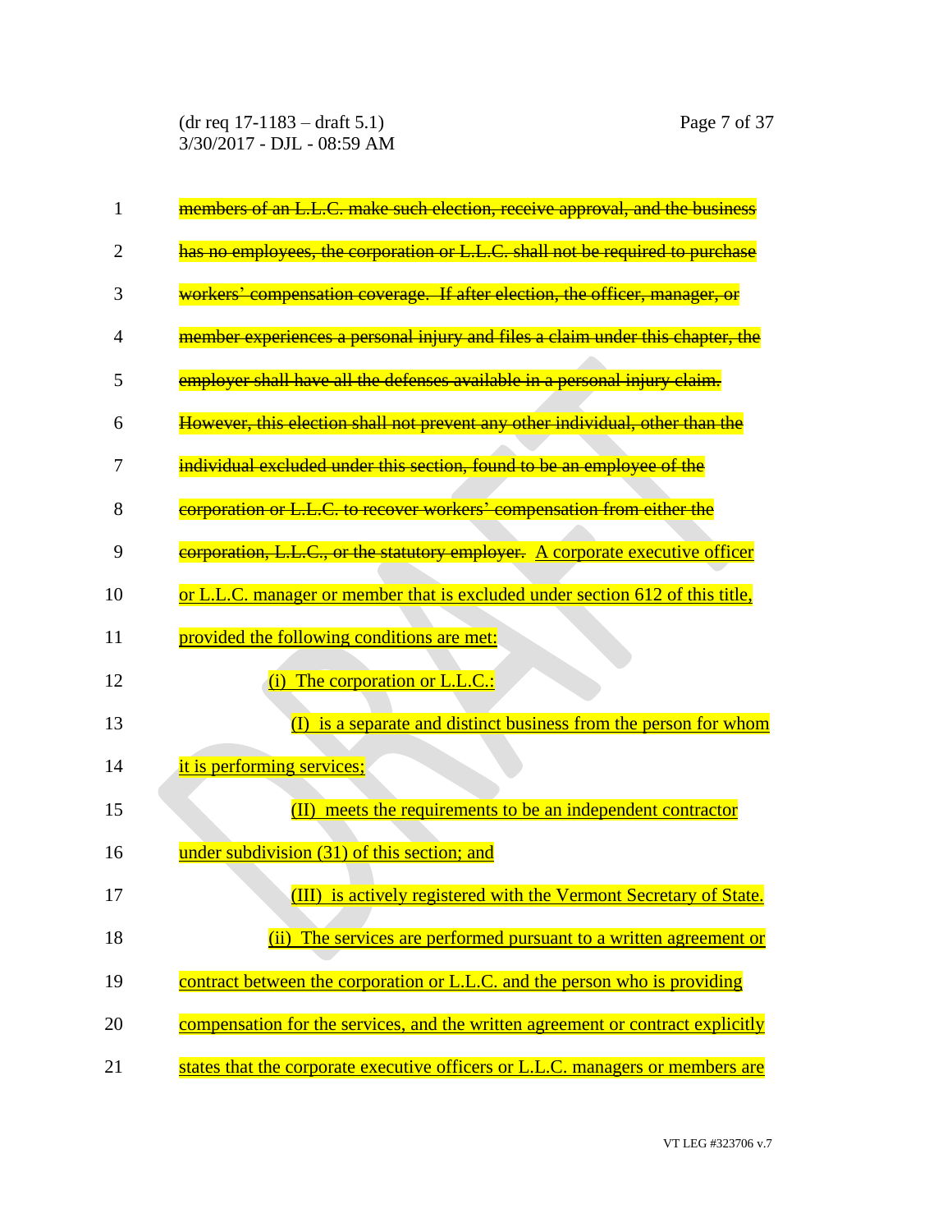~~members of an L.L.C. make such election, receive approval, and the business has no employees, the corporation or L.L.C. shall not be required to purchase workers' compensation coverage. If after election, the officer, manager, or member experiences a personal injury and files a claim under this chapter, the employer shall have all the defenses available in a personal injury claim. However, this election shall not prevent any other individual, other than the individual excluded under this section, found to be an employee of the corporation or L.L.C. to recover workers' compensation from either the corporation, L.L.C., or the statutory employer.~~ <u>A corporate executive officer or L.L.C. manager or member that is excluded under section 612 of this title, provided the following conditions are met:</u>

<u>(i) The corporation or L.L.C.:</u>

<u>(I) is a separate and distinct business from the person for whom it is performing services;</u>

<u>(II) meets the requirements to be an independent contractor under subdivision (31) of this section; and</u>

<u>(III) is actively registered with the Vermont Secretary of State.</u>

<u>(ii) The services are performed pursuant to a written agreement or contract between the corporation or L.L.C. and the person who is providing compensation for the services, and the written agreement or contract explicitly states that the corporate executive officers or L.L.C. managers or members are</u>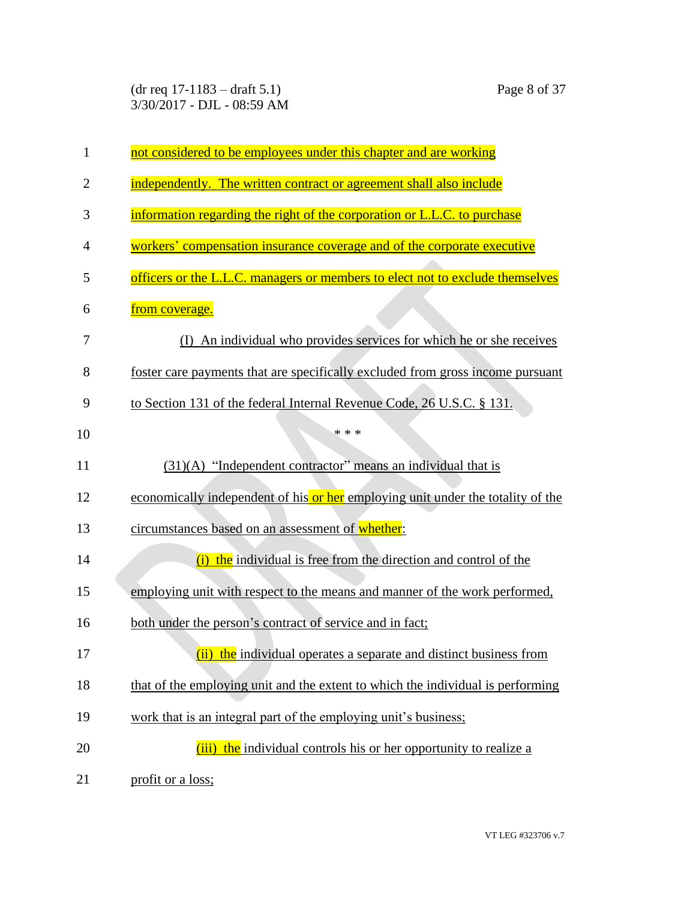not considered to be employees under this chapter and are working independently. The written contract or agreement shall also include information regarding the right of the corporation or L.L.C. to purchase workers' compensation insurance coverage and of the corporate executive officers or the L.L.C. managers or members to elect not to exclude themselves from coverage.

(I) An individual who provides services for which he or she receives foster care payments that are specifically excluded from gross income pursuant to Section 131 of the federal Internal Revenue Code, 26 U.S.C. § 131.

\* \* \*

(31)(A) "Independent contractor" means an individual that is economically independent of his or her employing unit under the totality of the circumstances based on an assessment of whether:

(i) the individual is free from the direction and control of the employing unit with respect to the means and manner of the work performed, both under the person's contract of service and in fact;

(ii) the individual operates a separate and distinct business from that of the employing unit and the extent to which the individual is performing work that is an integral part of the employing unit's business;

(iii) the individual controls his or her opportunity to realize a profit or a loss;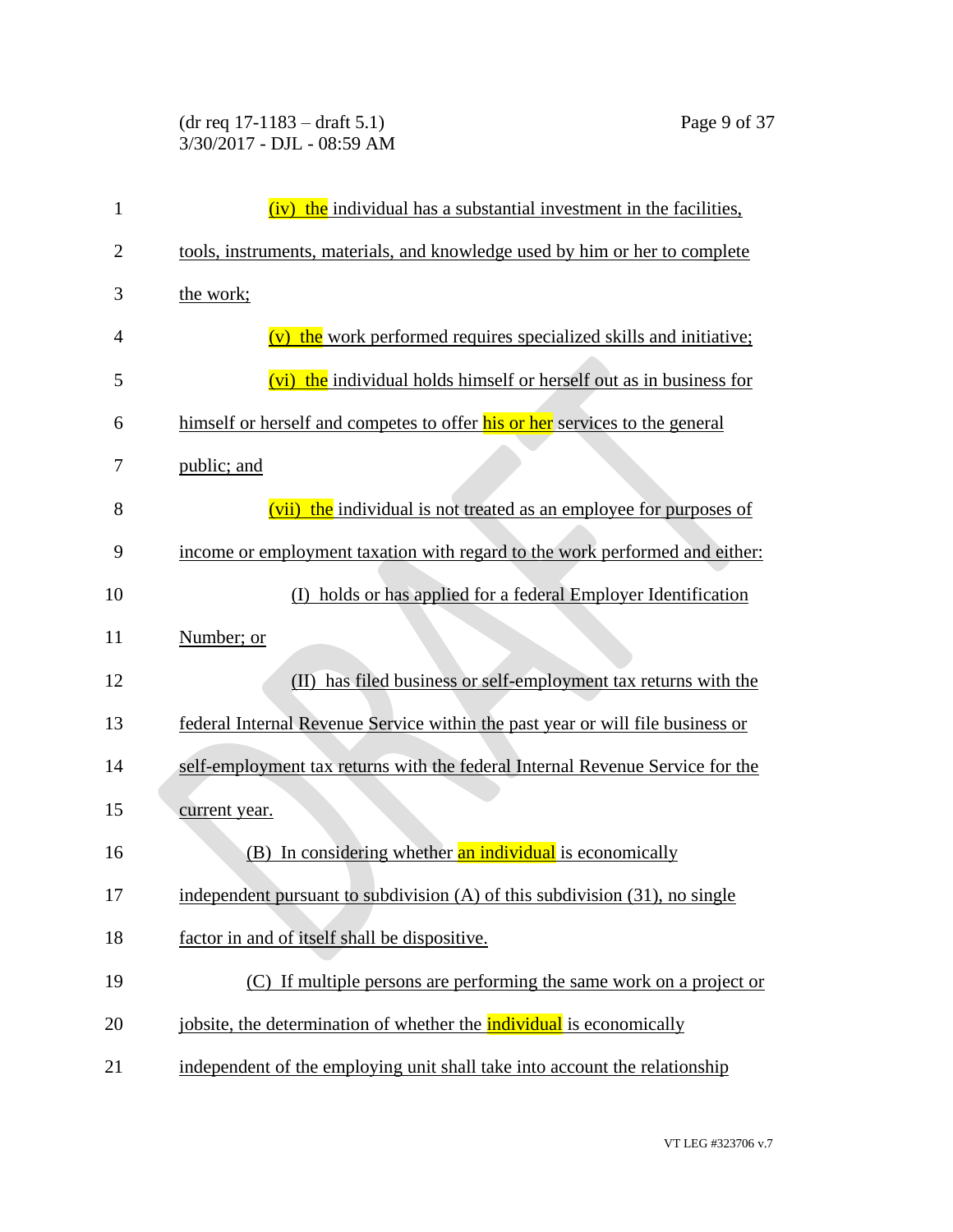(iv) the individual has a substantial investment in the facilities, tools, instruments, materials, and knowledge used by him or her to complete the work;

(v) the work performed requires specialized skills and initiative;

(vi) the individual holds himself or herself out as in business for himself or herself and competes to offer his or her services to the general public; and

(vii) the individual is not treated as an employee for purposes of income or employment taxation with regard to the work performed and either:

(I) holds or has applied for a federal Employer Identification Number; or

(II) has filed business or self-employment tax returns with the federal Internal Revenue Service within the past year or will file business or self-employment tax returns with the federal Internal Revenue Service for the current year.

(B) In considering whether an individual is economically independent pursuant to subdivision (A) of this subdivision (31), no single factor in and of itself shall be dispositive.

(C) If multiple persons are performing the same work on a project or jobsite, the determination of whether the individual is economically independent of the employing unit shall take into account the relationship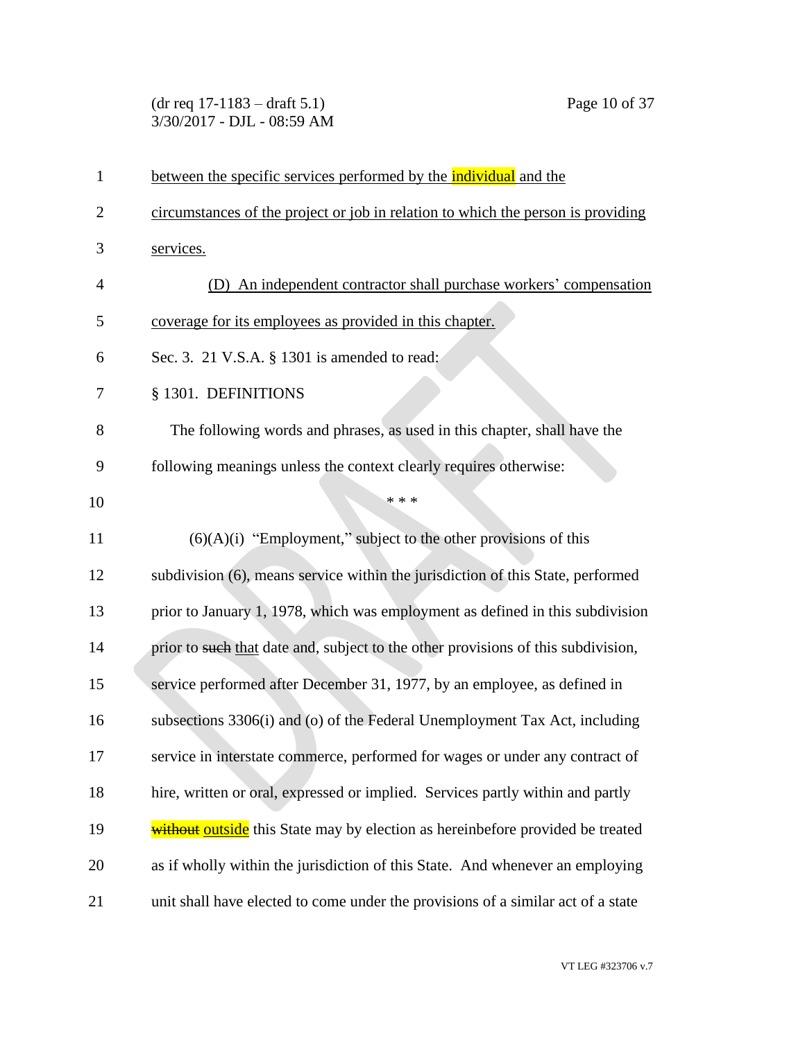between the specific services performed by the individual and the circumstances of the project or job in relation to which the person is providing services.

(D) An independent contractor shall purchase workers' compensation coverage for its employees as provided in this chapter.

Sec. 3. 21 V.S.A. § 1301 is amended to read:

§ 1301. DEFINITIONS

The following words and phrases, as used in this chapter, shall have the following meanings unless the context clearly requires otherwise:

\* \* \*

(6)(A)(i) "Employment," subject to the other provisions of this subdivision (6), means service within the jurisdiction of this State, performed prior to January 1, 1978, which was employment as defined in this subdivision prior to ~~such~~ that date and, subject to the other provisions of this subdivision, service performed after December 31, 1977, by an employee, as defined in subsections 3306(i) and (o) of the Federal Unemployment Tax Act, including service in interstate commerce, performed for wages or under any contract of hire, written or oral, expressed or implied. Services partly within and partly ~~without~~ outside this State may by election as hereinbefore provided be treated as if wholly within the jurisdiction of this State. And whenever an employing unit shall have elected to come under the provisions of a similar act of a state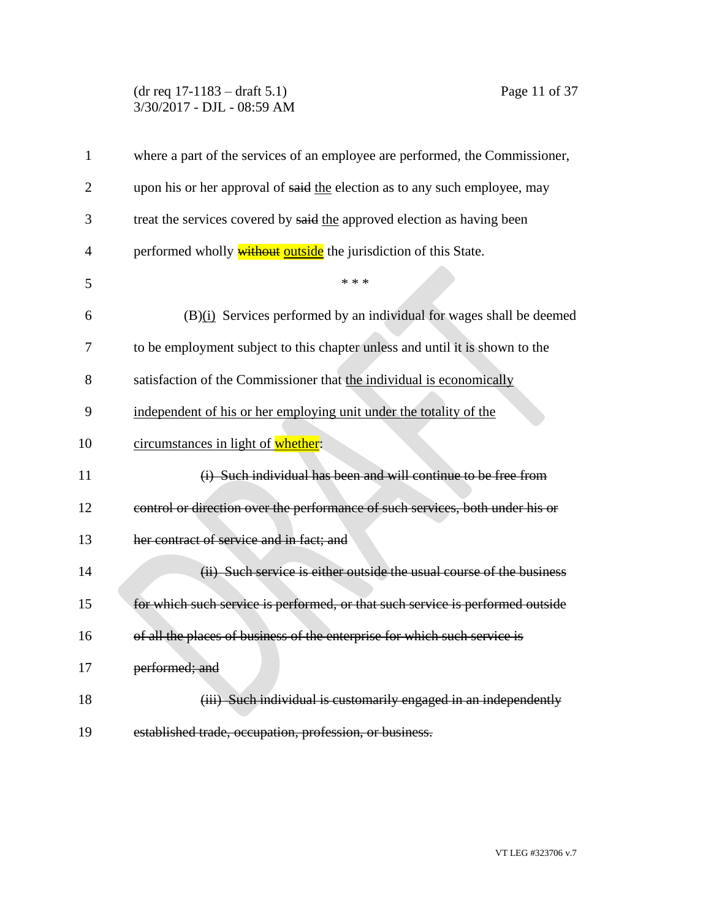where a part of the services of an employee are performed, the Commissioner, upon his or her approval of ~~said~~ <u>the</u> election as to any such employee, may treat the services covered by ~~said~~ <u>the</u> approved election as having been performed wholly ~~without~~ <u>outside</u> the jurisdiction of this State.

\* \* \*

(B)<u>(i)</u> Services performed by an individual for wages shall be deemed to be employment subject to this chapter unless and until it is shown to the satisfaction of the Commissioner that <u>the individual is economically independent of his or her employing unit under the totality of the circumstances in light of whether</u>:

~~(i) Such individual has been and will continue to be free from control or direction over the performance of such services, both under his or her contract of service and in fact; and~~

~~(ii) Such service is either outside the usual course of the business for which such service is performed, or that such service is performed outside of all the places of business of the enterprise for which such service is performed; and~~

~~(iii) Such individual is customarily engaged in an independently established trade, occupation, profession, or business.~~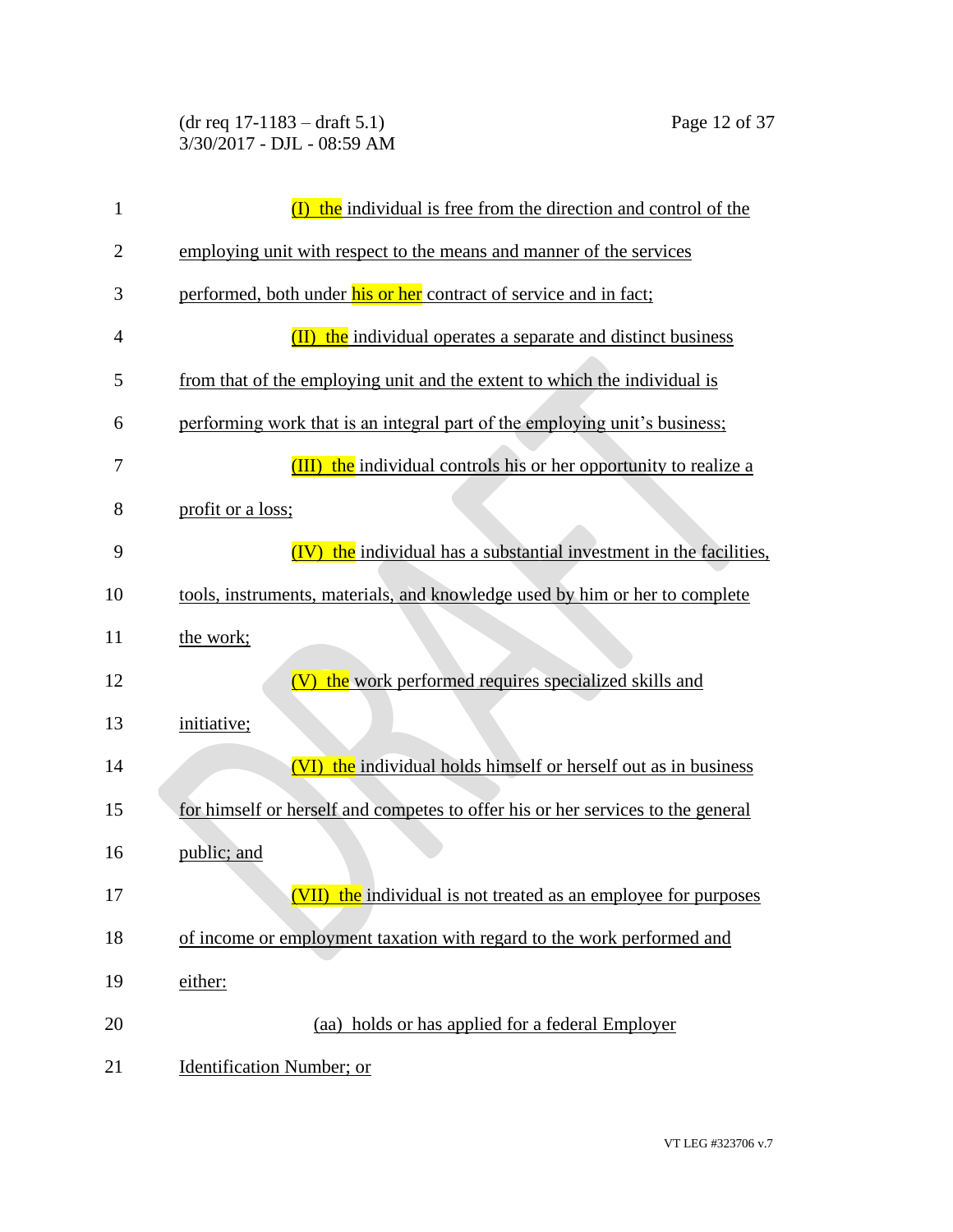(I) the individual is free from the direction and control of the employing unit with respect to the means and manner of the services performed, both under his or her contract of service and in fact;

(II) the individual operates a separate and distinct business from that of the employing unit and the extent to which the individual is performing work that is an integral part of the employing unit's business;

(III) the individual controls his or her opportunity to realize a profit or a loss;

(IV) the individual has a substantial investment in the facilities, tools, instruments, materials, and knowledge used by him or her to complete the work;

(V) the work performed requires specialized skills and initiative;

(VI) the individual holds himself or herself out as in business for himself or herself and competes to offer his or her services to the general public; and

(VII) the individual is not treated as an employee for purposes of income or employment taxation with regard to the work performed and either:

(aa) holds or has applied for a federal Employer Identification Number; or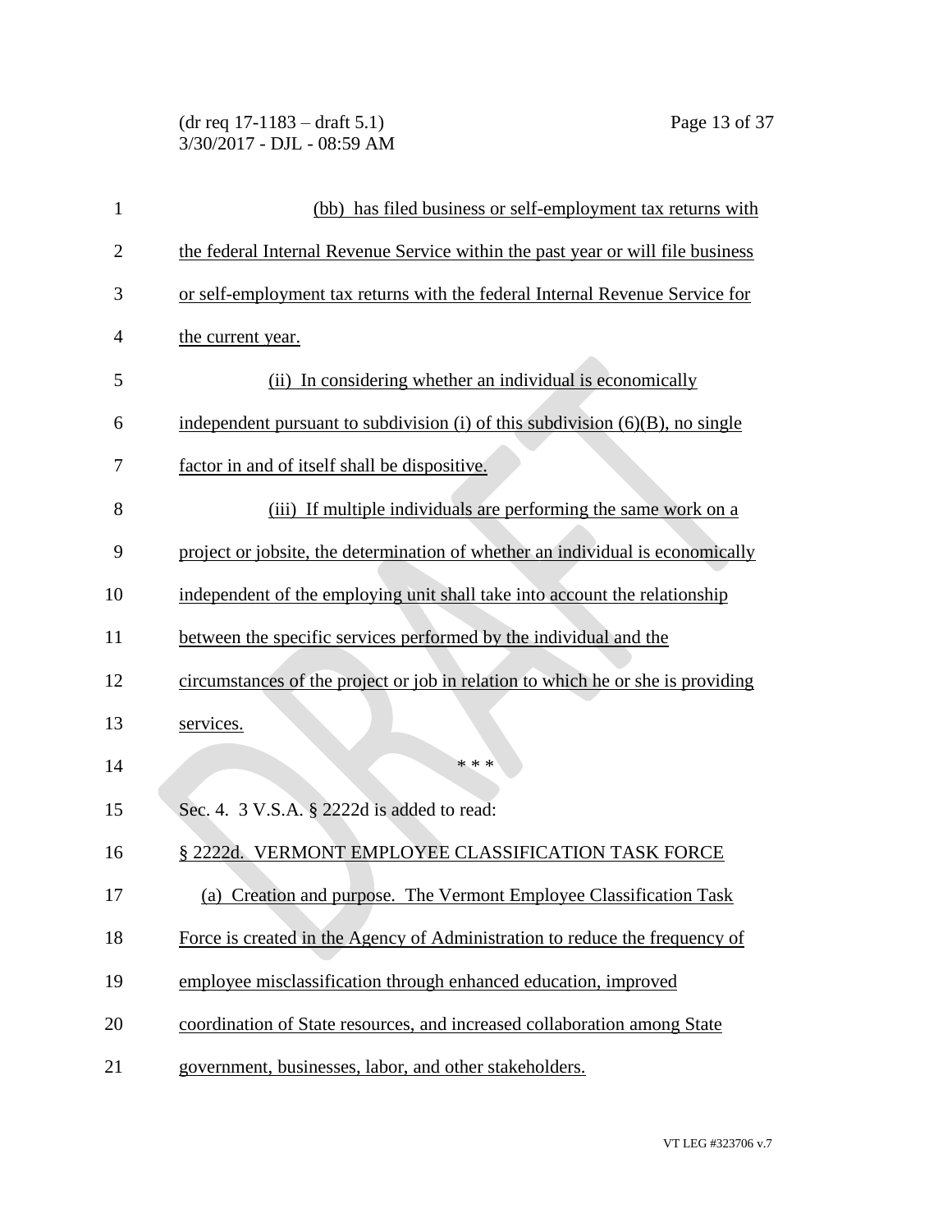(bb) has filed business or self-employment tax returns with the federal Internal Revenue Service within the past year or will file business or self-employment tax returns with the federal Internal Revenue Service for the current year.

(ii) In considering whether an individual is economically independent pursuant to subdivision (i) of this subdivision (6)(B), no single factor in and of itself shall be dispositive.

(iii) If multiple individuals are performing the same work on a project or jobsite, the determination of whether an individual is economically independent of the employing unit shall take into account the relationship between the specific services performed by the individual and the circumstances of the project or job in relation to which he or she is providing services.

\* \* \*

Sec. 4. 3 V.S.A. § 2222d is added to read:

§ 2222d. VERMONT EMPLOYEE CLASSIFICATION TASK FORCE

(a) Creation and purpose. The Vermont Employee Classification Task Force is created in the Agency of Administration to reduce the frequency of employee misclassification through enhanced education, improved coordination of State resources, and increased collaboration among State government, businesses, labor, and other stakeholders.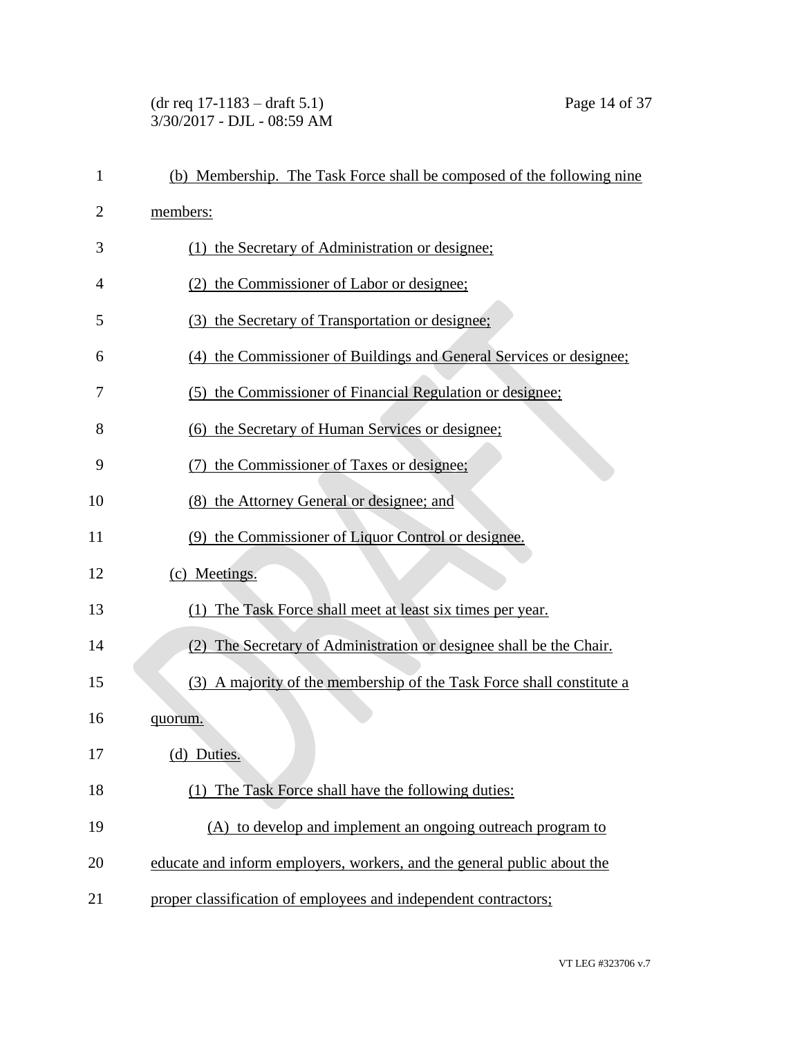(b) Membership. The Task Force shall be composed of the following nine members:

(1) the Secretary of Administration or designee;

(2) the Commissioner of Labor or designee;

(3) the Secretary of Transportation or designee;

(4) the Commissioner of Buildings and General Services or designee;

(5) the Commissioner of Financial Regulation or designee;

(6) the Secretary of Human Services or designee;

(7) the Commissioner of Taxes or designee;

(8) the Attorney General or designee; and

(9) the Commissioner of Liquor Control or designee.

(c) Meetings.

(1) The Task Force shall meet at least six times per year.

(2) The Secretary of Administration or designee shall be the Chair.

(3) A majority of the membership of the Task Force shall constitute a quorum.

(d) Duties.

(1) The Task Force shall have the following duties:

(A) to develop and implement an ongoing outreach program to educate and inform employers, workers, and the general public about the proper classification of employees and independent contractors;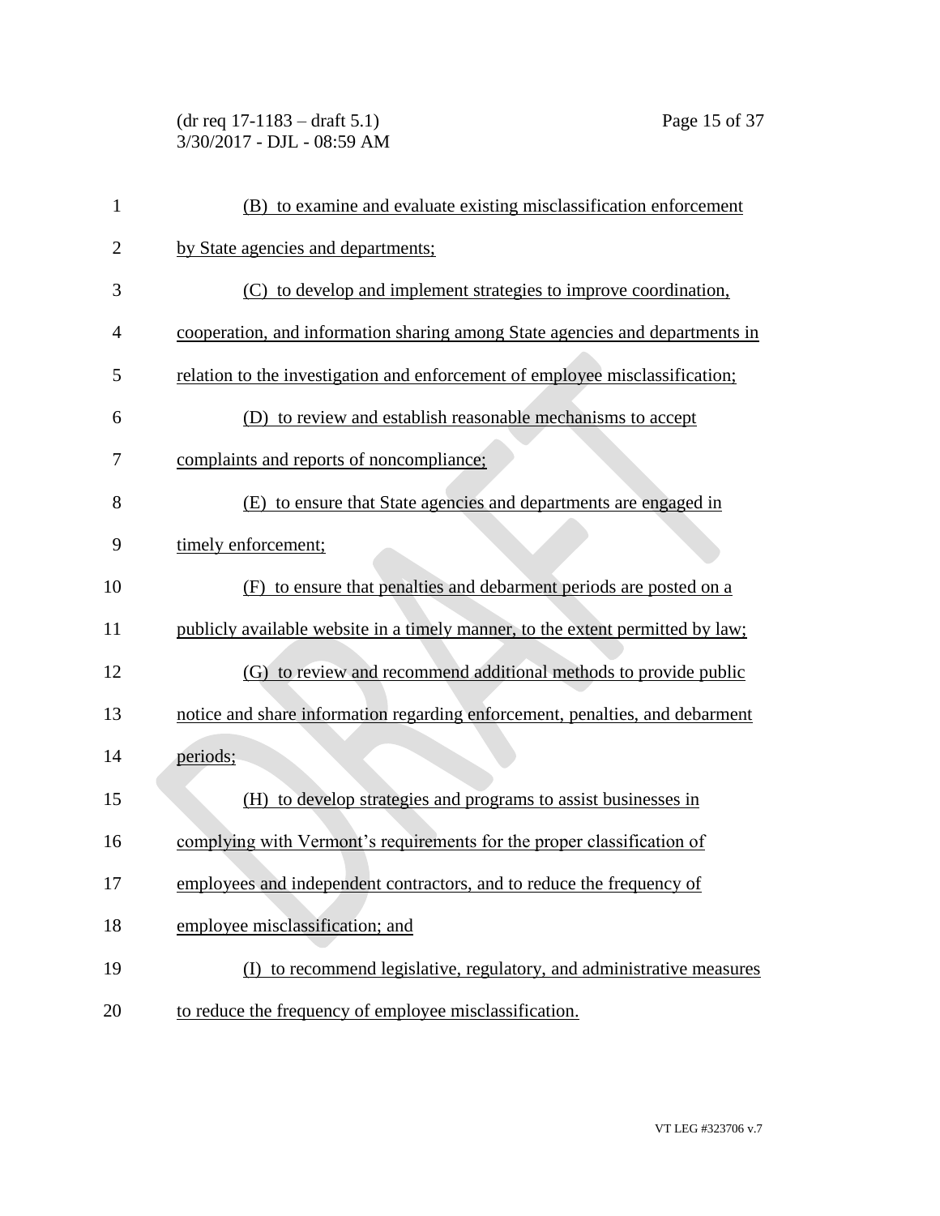(B) to examine and evaluate existing misclassification enforcement by State agencies and departments;

(C) to develop and implement strategies to improve coordination, cooperation, and information sharing among State agencies and departments in relation to the investigation and enforcement of employee misclassification;

(D) to review and establish reasonable mechanisms to accept complaints and reports of noncompliance;

(E) to ensure that State agencies and departments are engaged in timely enforcement;

(F) to ensure that penalties and debarment periods are posted on a publicly available website in a timely manner, to the extent permitted by law;

(G) to review and recommend additional methods to provide public notice and share information regarding enforcement, penalties, and debarment periods;

(H) to develop strategies and programs to assist businesses in complying with Vermont's requirements for the proper classification of employees and independent contractors, and to reduce the frequency of employee misclassification; and

(I) to recommend legislative, regulatory, and administrative measures to reduce the frequency of employee misclassification.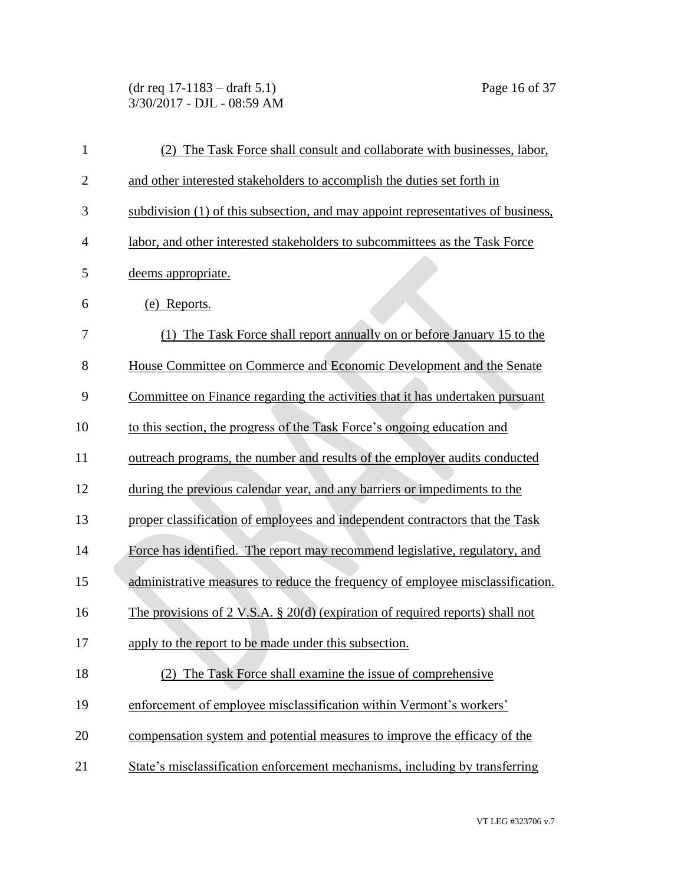(2) The Task Force shall consult and collaborate with businesses, labor, and other interested stakeholders to accomplish the duties set forth in subdivision (1) of this subsection, and may appoint representatives of business, labor, and other interested stakeholders to subcommittees as the Task Force deems appropriate.

(e) Reports.

(1) The Task Force shall report annually on or before January 15 to the House Committee on Commerce and Economic Development and the Senate Committee on Finance regarding the activities that it has undertaken pursuant to this section, the progress of the Task Force's ongoing education and outreach programs, the number and results of the employer audits conducted during the previous calendar year, and any barriers or impediments to the proper classification of employees and independent contractors that the Task Force has identified. The report may recommend legislative, regulatory, and administrative measures to reduce the frequency of employee misclassification. The provisions of 2 V.S.A. § 20(d) (expiration of required reports) shall not apply to the report to be made under this subsection.

(2) The Task Force shall examine the issue of comprehensive enforcement of employee misclassification within Vermont's workers' compensation system and potential measures to improve the efficacy of the State's misclassification enforcement mechanisms, including by transferring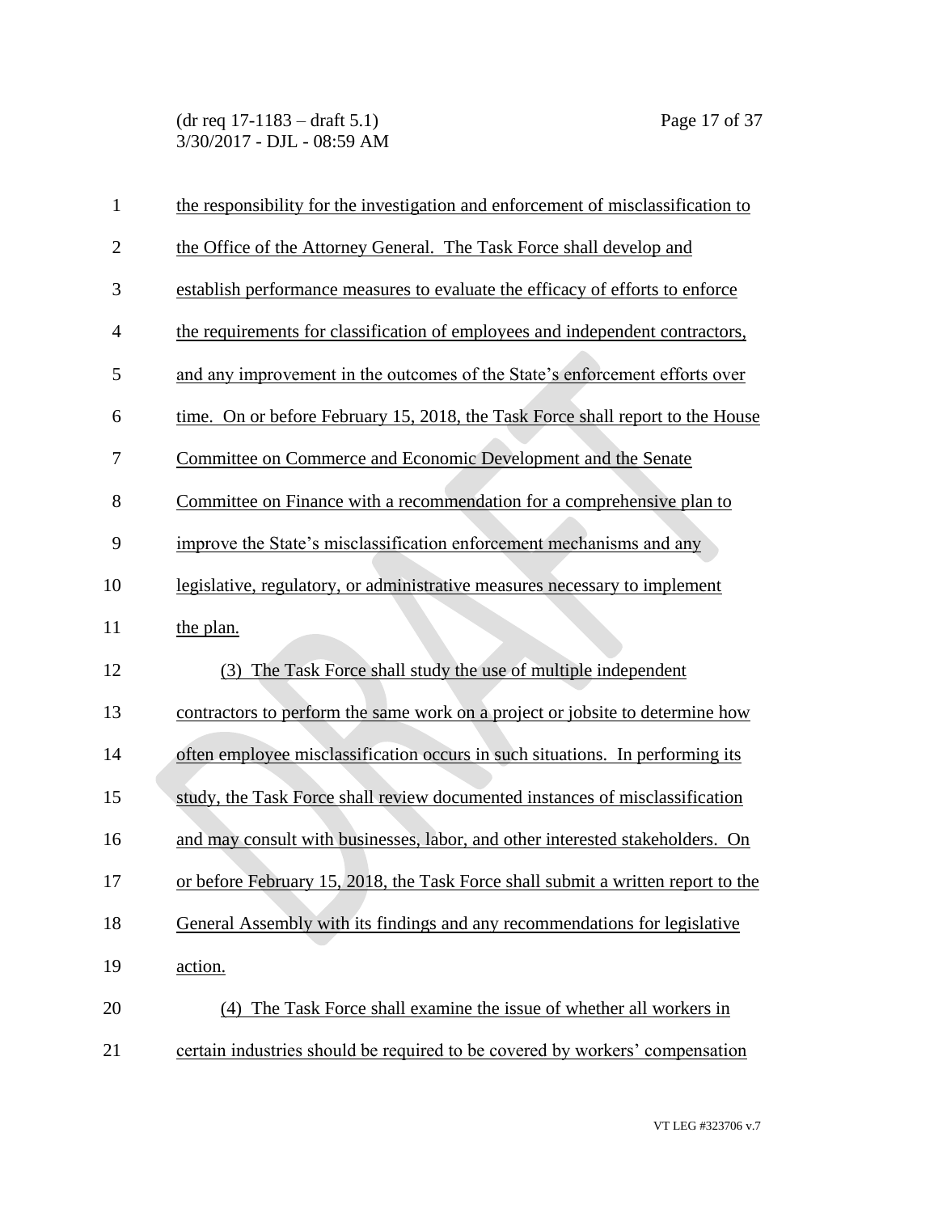the responsibility for the investigation and enforcement of misclassification to the Office of the Attorney General. The Task Force shall develop and establish performance measures to evaluate the efficacy of efforts to enforce the requirements for classification of employees and independent contractors, and any improvement in the outcomes of the State's enforcement efforts over time. On or before February 15, 2018, the Task Force shall report to the House Committee on Commerce and Economic Development and the Senate Committee on Finance with a recommendation for a comprehensive plan to improve the State's misclassification enforcement mechanisms and any legislative, regulatory, or administrative measures necessary to implement the plan.

(3) The Task Force shall study the use of multiple independent contractors to perform the same work on a project or jobsite to determine how often employee misclassification occurs in such situations. In performing its study, the Task Force shall review documented instances of misclassification and may consult with businesses, labor, and other interested stakeholders. On or before February 15, 2018, the Task Force shall submit a written report to the General Assembly with its findings and any recommendations for legislative action.

(4) The Task Force shall examine the issue of whether all workers in certain industries should be required to be covered by workers' compensation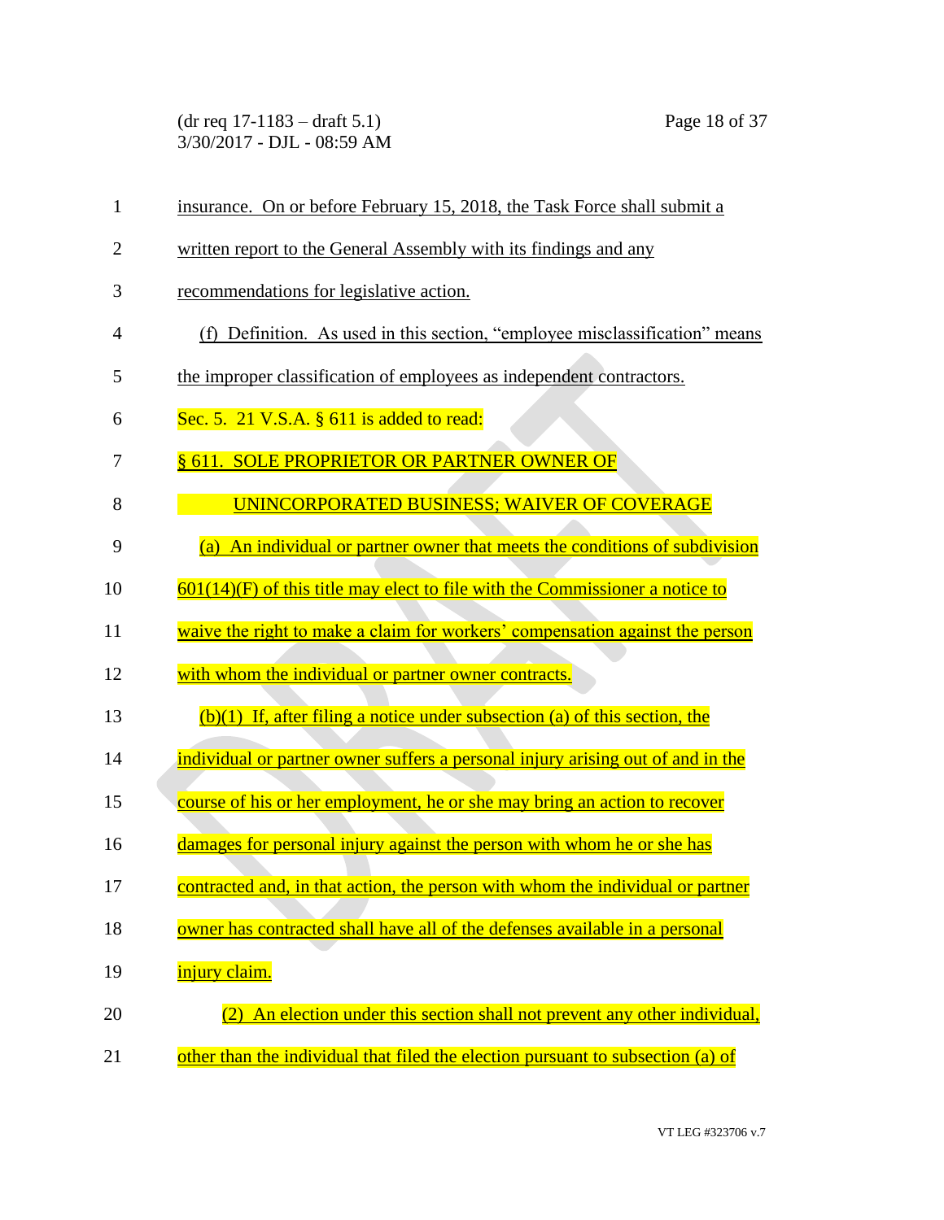insurance. On or before February 15, 2018, the Task Force shall submit a written report to the General Assembly with its findings and any recommendations for legislative action.

(f) Definition. As used in this section, "employee misclassification" means the improper classification of employees as independent contractors.

Sec. 5. 21 V.S.A. § 611 is added to read:

§ 611. SOLE PROPRIETOR OR PARTNER OWNER OF UNINCORPORATED BUSINESS; WAIVER OF COVERAGE

(a) An individual or partner owner that meets the conditions of subdivision 601(14)(F) of this title may elect to file with the Commissioner a notice to waive the right to make a claim for workers' compensation against the person with whom the individual or partner owner contracts.

(b)(1) If, after filing a notice under subsection (a) of this section, the individual or partner owner suffers a personal injury arising out of and in the course of his or her employment, he or she may bring an action to recover damages for personal injury against the person with whom he or she has contracted and, in that action, the person with whom the individual or partner owner has contracted shall have all of the defenses available in a personal injury claim.

(2) An election under this section shall not prevent any other individual, other than the individual that filed the election pursuant to subsection (a) of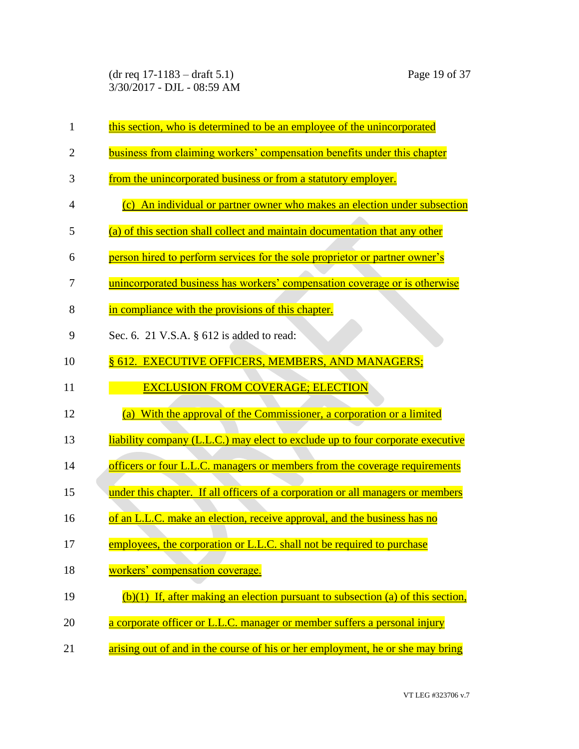this section, who is determined to be an employee of the unincorporated business from claiming workers' compensation benefits under this chapter from the unincorporated business or from a statutory employer.

(c) An individual or partner owner who makes an election under subsection (a) of this section shall collect and maintain documentation that any other person hired to perform services for the sole proprietor or partner owner's unincorporated business has workers' compensation coverage or is otherwise in compliance with the provisions of this chapter.

Sec. 6. 21 V.S.A. § 612 is added to read:

§ 612. EXECUTIVE OFFICERS, MEMBERS, AND MANAGERS; EXCLUSION FROM COVERAGE; ELECTION

(a) With the approval of the Commissioner, a corporation or a limited liability company (L.L.C.) may elect to exclude up to four corporate executive officers or four L.L.C. managers or members from the coverage requirements under this chapter. If all officers of a corporation or all managers or members of an L.L.C. make an election, receive approval, and the business has no employees, the corporation or L.L.C. shall not be required to purchase workers' compensation coverage.

(b)(1) If, after making an election pursuant to subsection (a) of this section, a corporate officer or L.L.C. manager or member suffers a personal injury arising out of and in the course of his or her employment, he or she may bring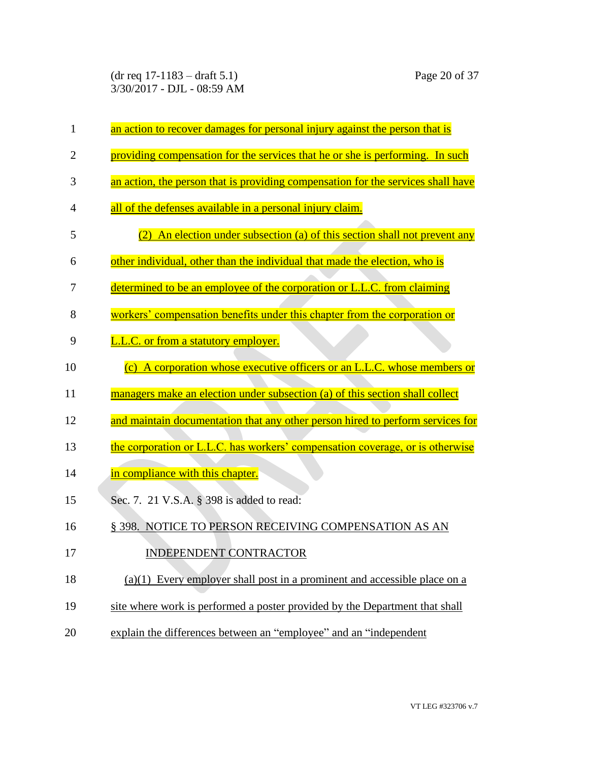an action to recover damages for personal injury against the person that is providing compensation for the services that he or she is performing. In such an action, the person that is providing compensation for the services shall have all of the defenses available in a personal injury claim.

(2) An election under subsection (a) of this section shall not prevent any other individual, other than the individual that made the election, who is determined to be an employee of the corporation or L.L.C. from claiming workers' compensation benefits under this chapter from the corporation or L.L.C. or from a statutory employer.

(c) A corporation whose executive officers or an L.L.C. whose members or managers make an election under subsection (a) of this section shall collect and maintain documentation that any other person hired to perform services for the corporation or L.L.C. has workers' compensation coverage, or is otherwise in compliance with this chapter.

Sec. 7. 21 V.S.A. § 398 is added to read:

§ 398. NOTICE TO PERSON RECEIVING COMPENSATION AS AN INDEPENDENT CONTRACTOR

(a)(1) Every employer shall post in a prominent and accessible place on a site where work is performed a poster provided by the Department that shall explain the differences between an "employee" and an "independent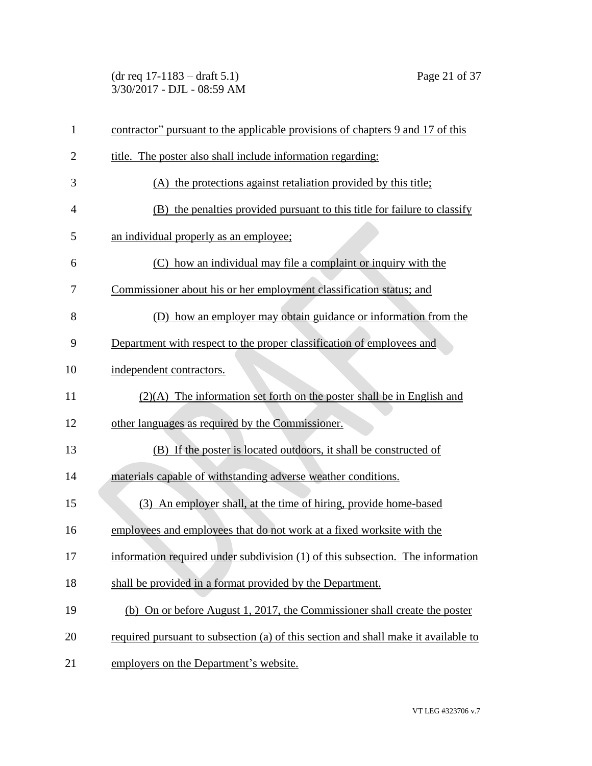contractor" pursuant to the applicable provisions of chapters 9 and 17 of this title. The poster also shall include information regarding:

(A) the protections against retaliation provided by this title;

(B) the penalties provided pursuant to this title for failure to classify an individual properly as an employee;

(C) how an individual may file a complaint or inquiry with the Commissioner about his or her employment classification status; and

(D) how an employer may obtain guidance or information from the Department with respect to the proper classification of employees and independent contractors.

(2)(A) The information set forth on the poster shall be in English and other languages as required by the Commissioner.

(B) If the poster is located outdoors, it shall be constructed of materials capable of withstanding adverse weather conditions.

(3) An employer shall, at the time of hiring, provide home-based employees and employees that do not work at a fixed worksite with the information required under subdivision (1) of this subsection. The information shall be provided in a format provided by the Department.

(b) On or before August 1, 2017, the Commissioner shall create the poster required pursuant to subsection (a) of this section and shall make it available to employers on the Department's website.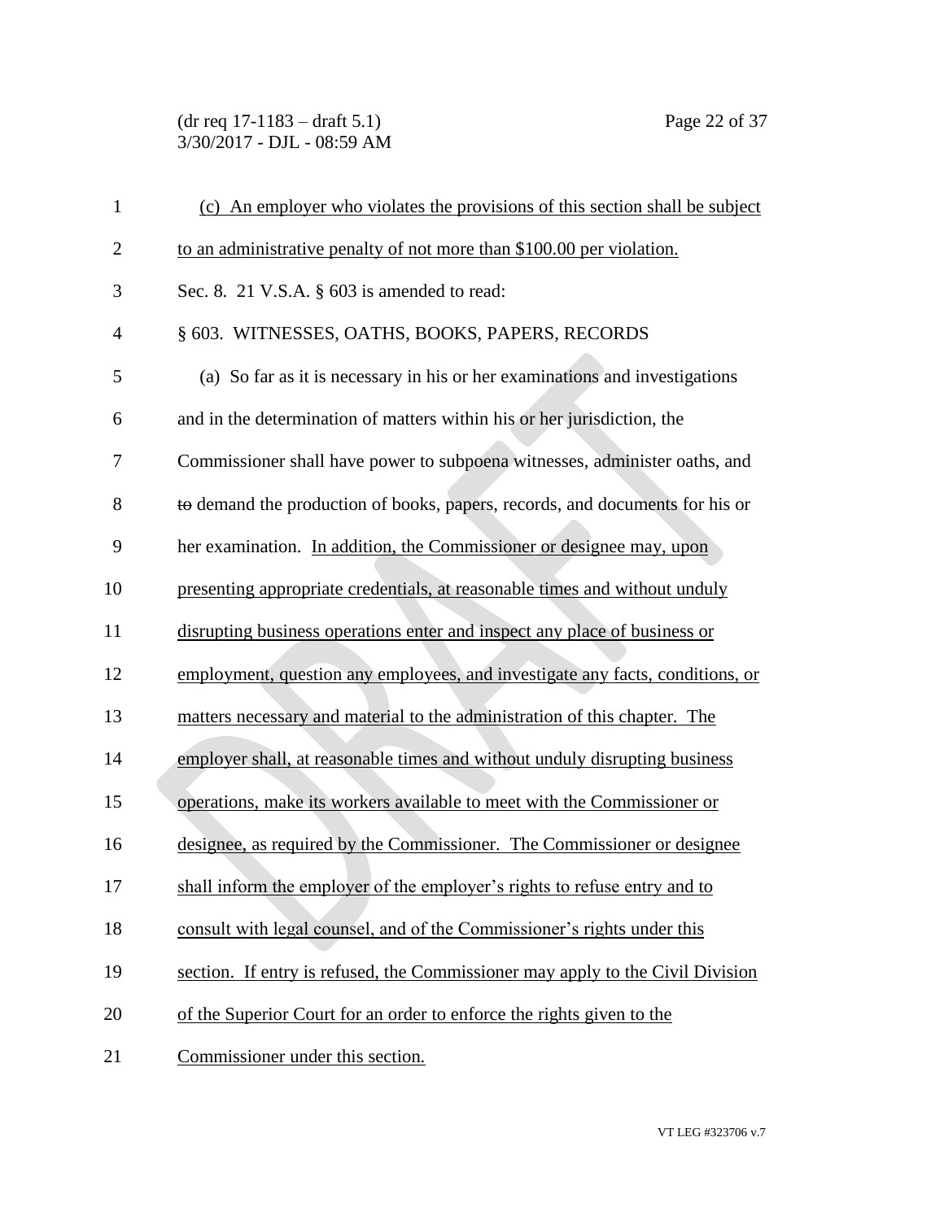(c) An employer who violates the provisions of this section shall be subject to an administrative penalty of not more than $100.00 per violation.

Sec. 8. 21 V.S.A. § 603 is amended to read:

§ 603. WITNESSES, OATHS, BOOKS, PAPERS, RECORDS

(a) So far as it is necessary in his or her examinations and investigations and in the determination of matters within his or her jurisdiction, the Commissioner shall have power to subpoena witnesses, administer oaths, and ~~to~~ demand the production of books, papers, records, and documents for his or her examination. In addition, the Commissioner or designee may, upon presenting appropriate credentials, at reasonable times and without unduly disrupting business operations enter and inspect any place of business or employment, question any employees, and investigate any facts, conditions, or matters necessary and material to the administration of this chapter. The employer shall, at reasonable times and without unduly disrupting business operations, make its workers available to meet with the Commissioner or designee, as required by the Commissioner. The Commissioner or designee shall inform the employer of the employer's rights to refuse entry and to consult with legal counsel, and of the Commissioner's rights under this section. If entry is refused, the Commissioner may apply to the Civil Division of the Superior Court for an order to enforce the rights given to the Commissioner under this section.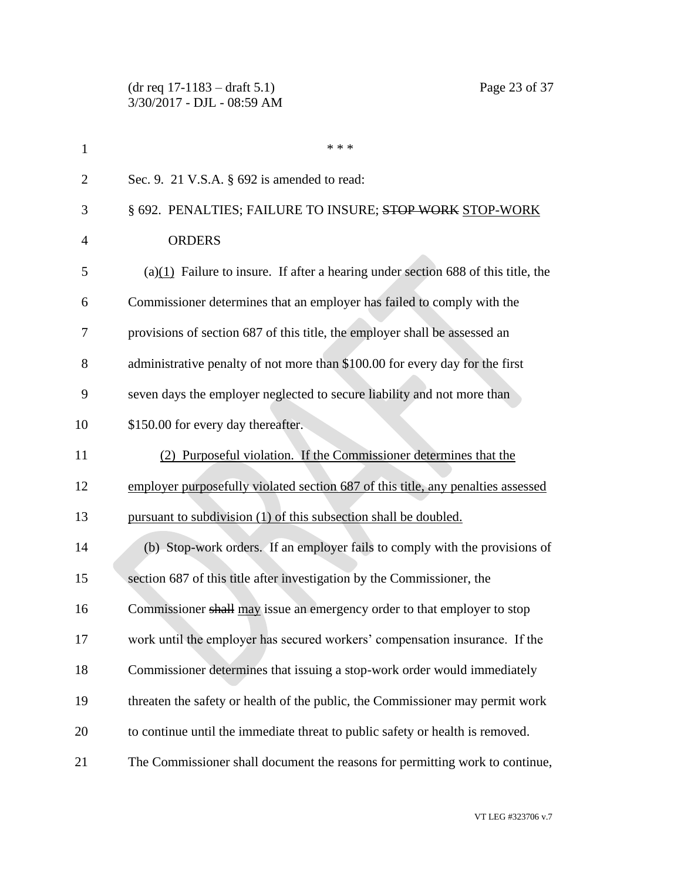\* \* \*

Sec. 9. 21 V.S.A. § 692 is amended to read:

§ 692. PENALTIES; FAILURE TO INSURE; ~~STOP WORK~~ <u>STOP-WORK</u> ORDERS

(a)<u>(1)</u> Failure to insure. If after a hearing under section 688 of this title, the Commissioner determines that an employer has failed to comply with the provisions of section 687 of this title, the employer shall be assessed an administrative penalty of not more than $100.00 for every day for the first seven days the employer neglected to secure liability and not more than $150.00 for every day thereafter.

<u>(2) Purposeful violation. If the Commissioner determines that the employer purposefully violated section 687 of this title, any penalties assessed pursuant to subdivision (1) of this subsection shall be doubled.</u>

(b) Stop-work orders. If an employer fails to comply with the provisions of section 687 of this title after investigation by the Commissioner, the Commissioner ~~shall~~ <u>may</u> issue an emergency order to that employer to stop work until the employer has secured workers' compensation insurance. If the Commissioner determines that issuing a stop-work order would immediately threaten the safety or health of the public, the Commissioner may permit work to continue until the immediate threat to public safety or health is removed. The Commissioner shall document the reasons for permitting work to continue,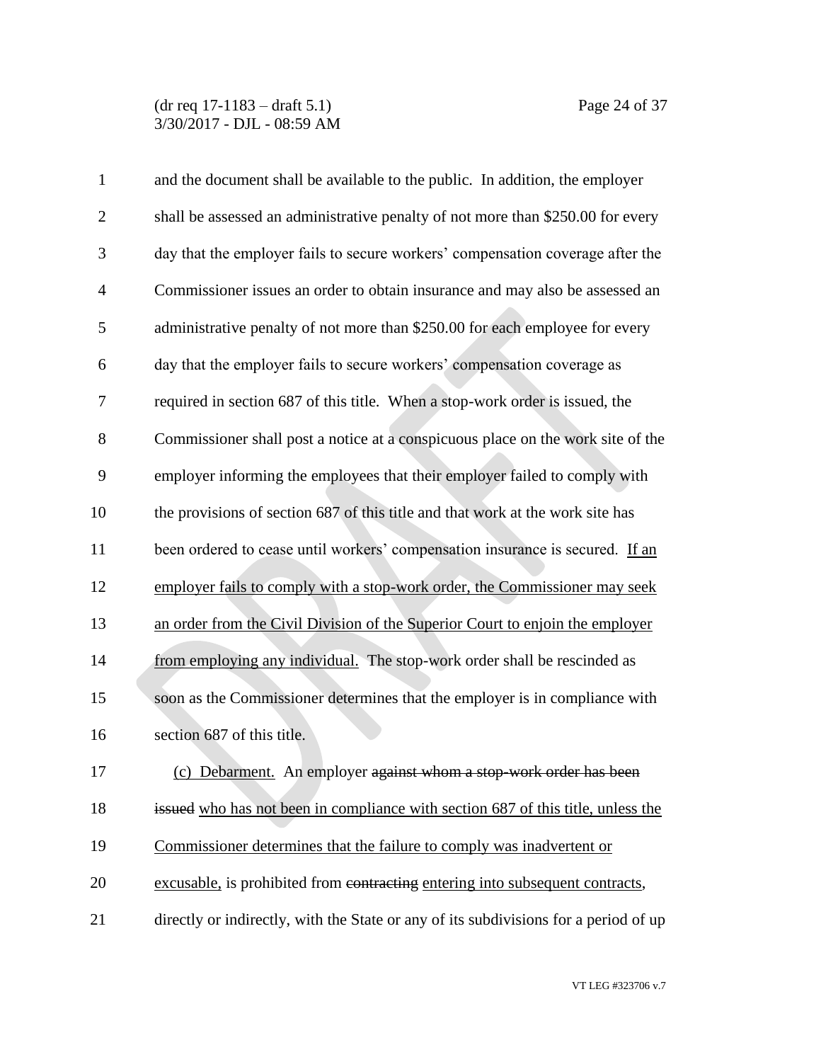and the document shall be available to the public. In addition, the employer shall be assessed an administrative penalty of not more than \$250.00 for every day that the employer fails to secure workers' compensation coverage after the Commissioner issues an order to obtain insurance and may also be assessed an administrative penalty of not more than \$250.00 for each employee for every day that the employer fails to secure workers' compensation coverage as required in section 687 of this title. When a stop-work order is issued, the Commissioner shall post a notice at a conspicuous place on the work site of the employer informing the employees that their employer failed to comply with the provisions of section 687 of this title and that work at the work site has been ordered to cease until workers' compensation insurance is secured. <u>If an employer fails to comply with a stop-work order, the Commissioner may seek an order from the Civil Division of the Superior Court to enjoin the employer from employing any individual.</u> The stop-work order shall be rescinded as soon as the Commissioner determines that the employer is in compliance with section 687 of this title.

<u>(c) Debarment.</u> An employer ~~against whom a stop-work order has been issued~~ <u>who has not been in compliance with section 687 of this title, unless the Commissioner determines that the failure to comply was inadvertent or excusable,</u> is prohibited from ~~contracting~~ <u>entering into subsequent contracts</u>, directly or indirectly, with the State or any of its subdivisions for a period of up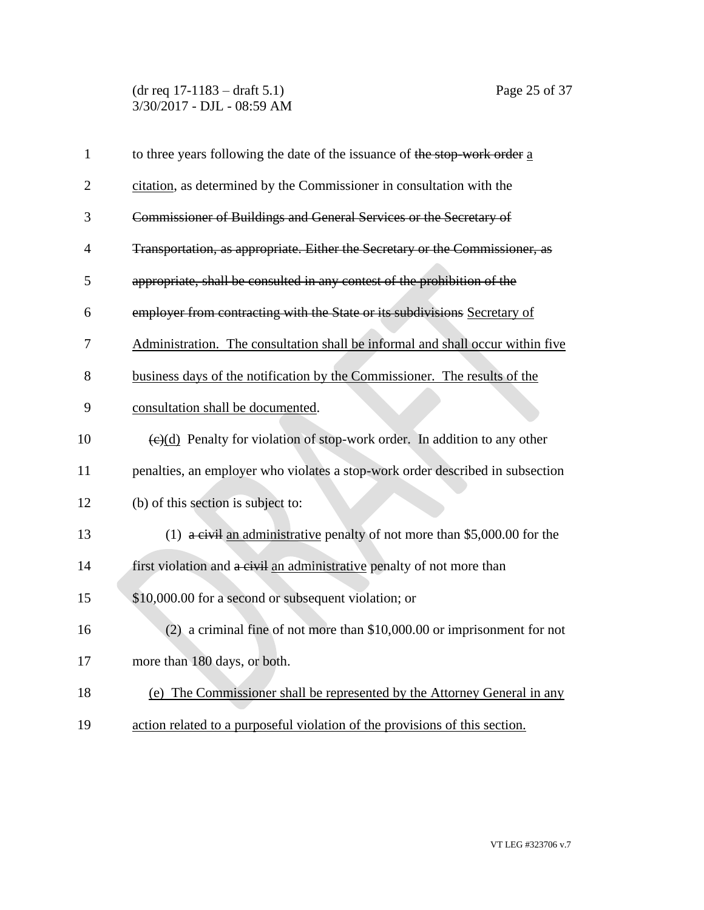to three years following the date of the issuance of ~~the stop-work order~~ <u>a citation</u>, as determined by the Commissioner in consultation with the ~~Commissioner of Buildings and General Services or the Secretary of Transportation, as appropriate. Either the Secretary or the Commissioner, as appropriate, shall be consulted in any contest of the prohibition of the employer from contracting with the State or its subdivisions~~ <u>Secretary of Administration. The consultation shall be informal and shall occur within five business days of the notification by the Commissioner. The results of the consultation shall be documented</u>.

~~(c)~~<u>(d)</u> Penalty for violation of stop-work order. In addition to any other penalties, an employer who violates a stop-work order described in subsection (b) of this section is subject to:

(1) ~~a civil~~ <u>an administrative</u> penalty of not more than $5,000.00 for the first violation and ~~a civil~~ <u>an administrative</u> penalty of not more than $10,000.00 for a second or subsequent violation; or

(2) a criminal fine of not more than $10,000.00 or imprisonment for not more than 180 days, or both.

<u>(e) The Commissioner shall be represented by the Attorney General in any action related to a purposeful violation of the provisions of this section.</u>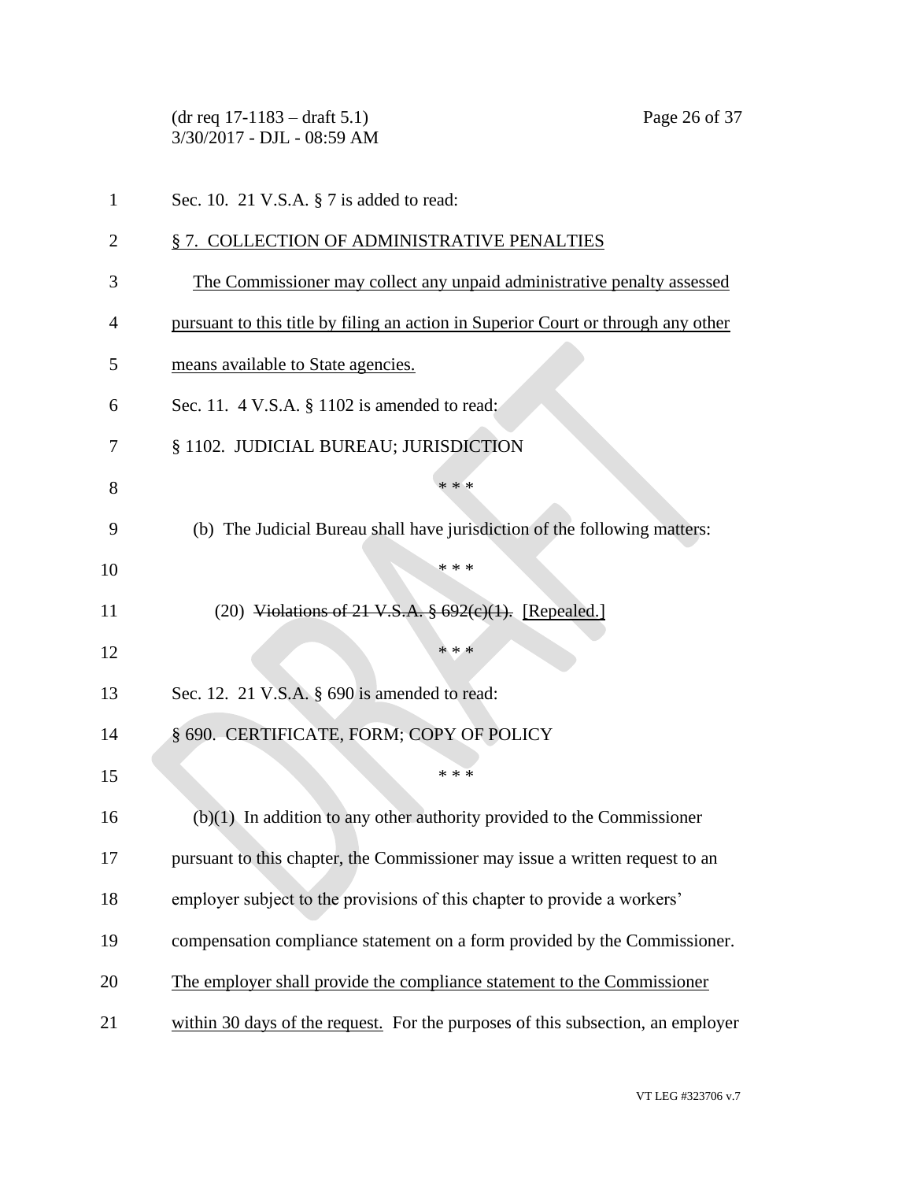Sec. 10. 21 V.S.A. § 7 is added to read:

<u>§ 7. COLLECTION OF ADMINISTRATIVE PENALTIES</u>

<u>The Commissioner may collect any unpaid administrative penalty assessed pursuant to this title by filing an action in Superior Court or through any other means available to State agencies.</u>

Sec. 11. 4 V.S.A. § 1102 is amended to read:

§ 1102. JUDICIAL BUREAU; JURISDICTION

\* \* \*

(b) The Judicial Bureau shall have jurisdiction of the following matters:

\* \* \*

(20) ~~Violations of 21 V.S.A. § 692(c)(1).~~ <u>[Repealed.]</u>

\* \* \*

Sec. 12. 21 V.S.A. § 690 is amended to read:

§ 690. CERTIFICATE, FORM; COPY OF POLICY

\* \* \*

(b)(1) In addition to any other authority provided to the Commissioner pursuant to this chapter, the Commissioner may issue a written request to an employer subject to the provisions of this chapter to provide a workers' compensation compliance statement on a form provided by the Commissioner. <u>The employer shall provide the compliance statement to the Commissioner within 30 days of the request.</u> For the purposes of this subsection, an employer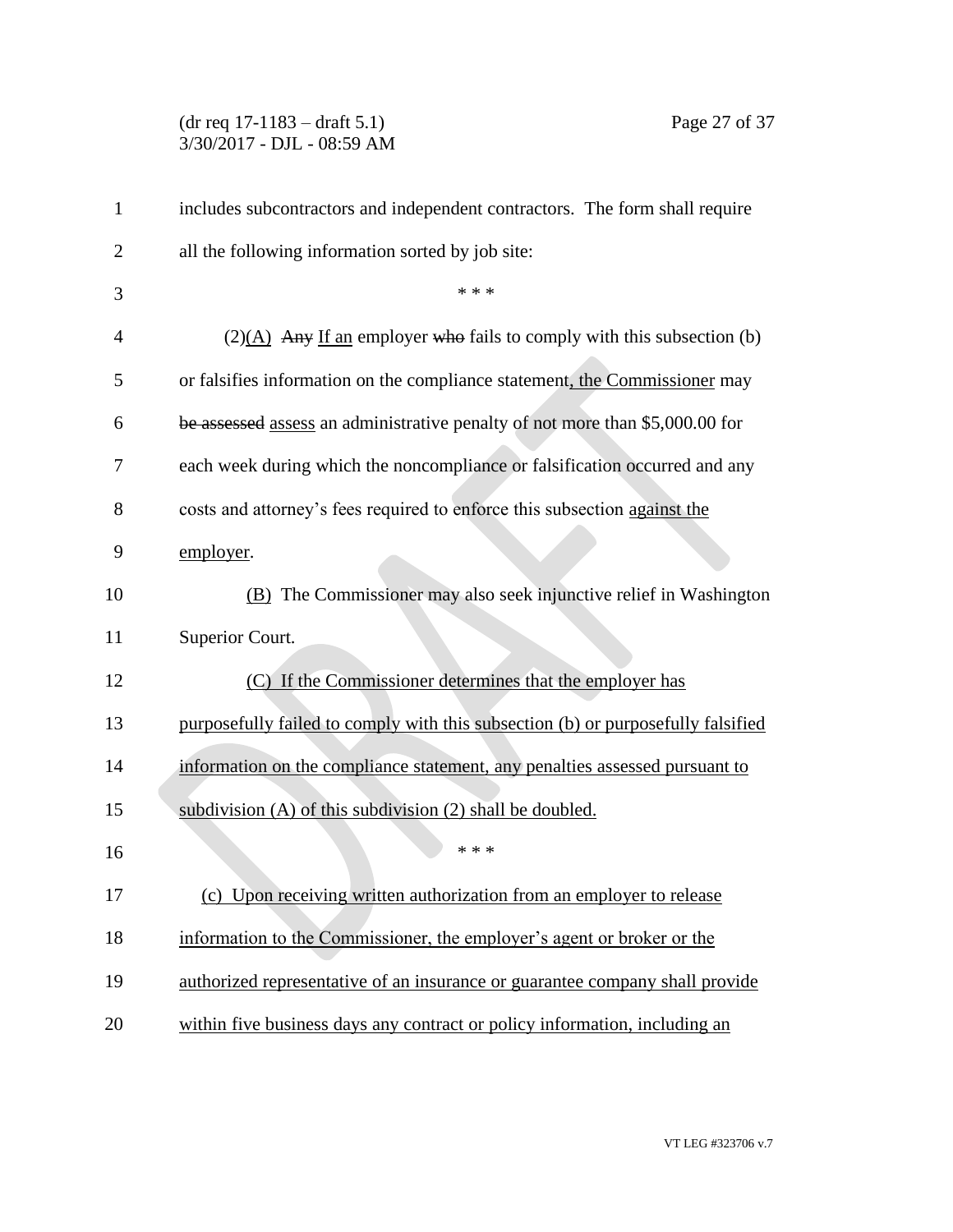includes subcontractors and independent contractors. The form shall require all the following information sorted by job site:

\* \* \*

(2)(A) ~~Any~~ If an employer ~~who~~ fails to comply with this subsection (b) or falsifies information on the compliance statement, the Commissioner may ~~be assessed~~ assess an administrative penalty of not more than $5,000.00 for each week during which the noncompliance or falsification occurred and any costs and attorney's fees required to enforce this subsection against the employer.

(B) The Commissioner may also seek injunctive relief in Washington Superior Court.

(C) If the Commissioner determines that the employer has purposefully failed to comply with this subsection (b) or purposefully falsified information on the compliance statement, any penalties assessed pursuant to subdivision (A) of this subdivision (2) shall be doubled.

\* \* \*

(c) Upon receiving written authorization from an employer to release information to the Commissioner, the employer's agent or broker or the authorized representative of an insurance or guarantee company shall provide within five business days any contract or policy information, including an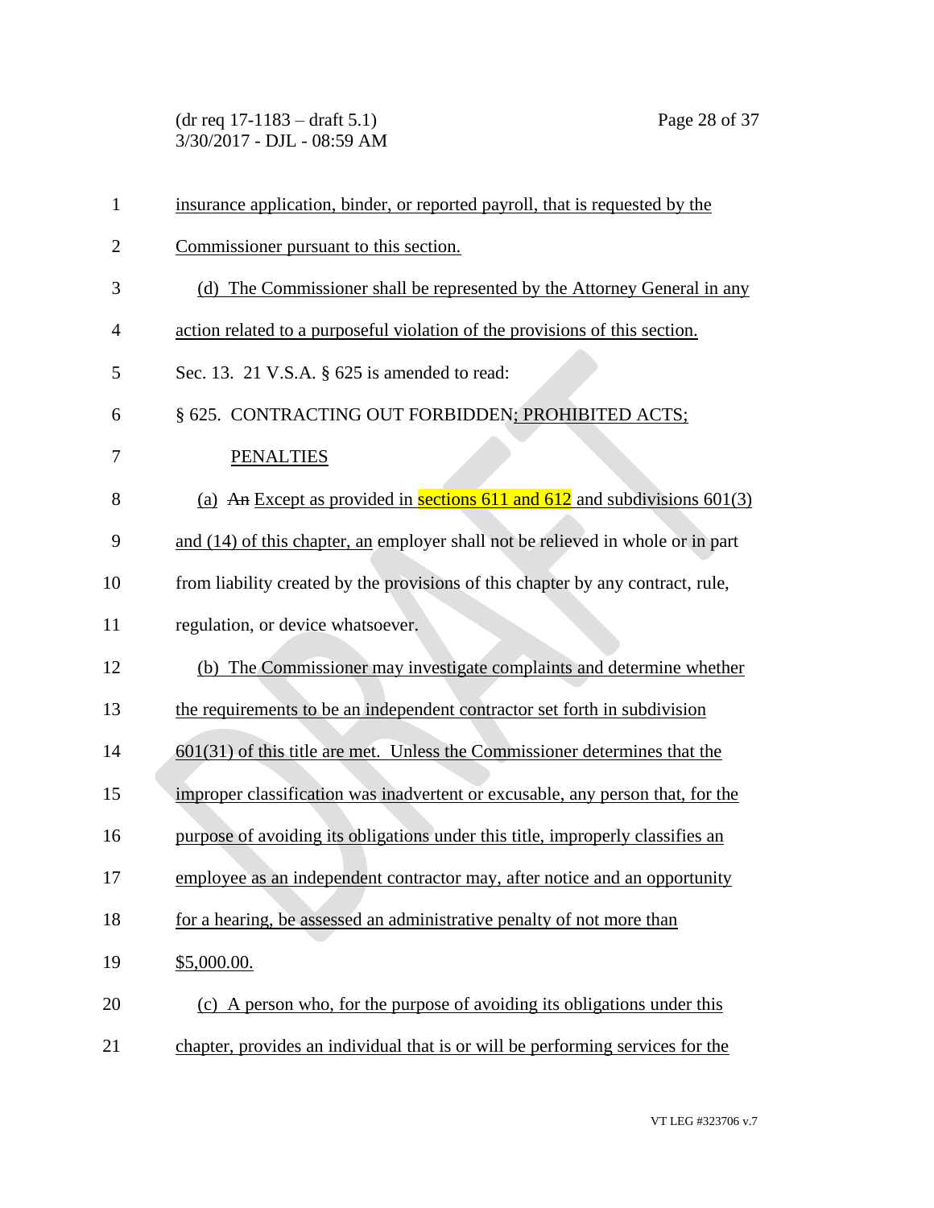insurance application, binder, or reported payroll, that is requested by the Commissioner pursuant to this section.

(d) The Commissioner shall be represented by the Attorney General in any action related to a purposeful violation of the provisions of this section.

Sec. 13. 21 V.S.A. § 625 is amended to read:

§ 625. CONTRACTING OUT FORBIDDEN; PROHIBITED ACTS; PENALTIES

(a) ~~An~~ Except as provided in sections 611 and 612 and subdivisions 601(3) and (14) of this chapter, an employer shall not be relieved in whole or in part from liability created by the provisions of this chapter by any contract, rule, regulation, or device whatsoever.

(b) The Commissioner may investigate complaints and determine whether the requirements to be an independent contractor set forth in subdivision 601(31) of this title are met. Unless the Commissioner determines that the improper classification was inadvertent or excusable, any person that, for the purpose of avoiding its obligations under this title, improperly classifies an employee as an independent contractor may, after notice and an opportunity for a hearing, be assessed an administrative penalty of not more than $5,000.00.

(c) A person who, for the purpose of avoiding its obligations under this chapter, provides an individual that is or will be performing services for the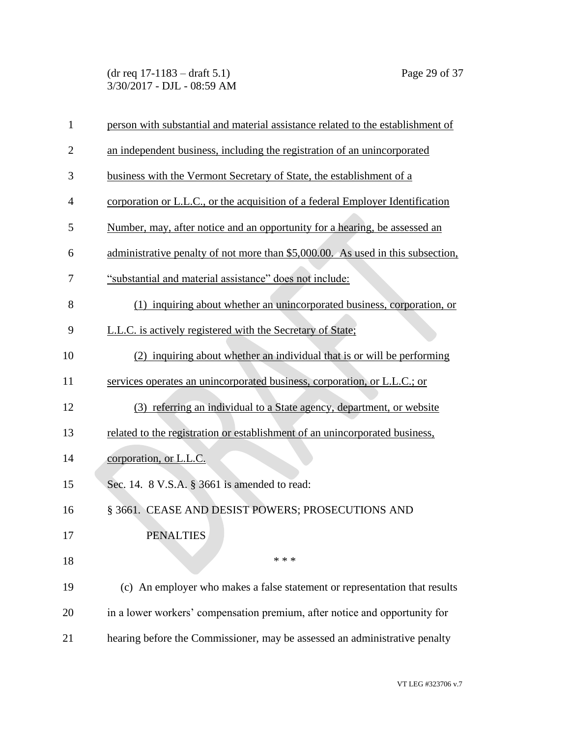person with substantial and material assistance related to the establishment of an independent business, including the registration of an unincorporated business with the Vermont Secretary of State, the establishment of a corporation or L.L.C., or the acquisition of a federal Employer Identification Number, may, after notice and an opportunity for a hearing, be assessed an administrative penalty of not more than $5,000.00. As used in this subsection, "substantial and material assistance" does not include:

(1) inquiring about whether an unincorporated business, corporation, or L.L.C. is actively registered with the Secretary of State;

(2) inquiring about whether an individual that is or will be performing services operates an unincorporated business, corporation, or L.L.C.; or

(3) referring an individual to a State agency, department, or website related to the registration or establishment of an unincorporated business, corporation, or L.L.C.

Sec. 14. 8 V.S.A. § 3661 is amended to read:

§ 3661. CEASE AND DESIST POWERS; PROSECUTIONS AND PENALTIES

\* \* \*

(c) An employer who makes a false statement or representation that results in a lower workers' compensation premium, after notice and opportunity for hearing before the Commissioner, may be assessed an administrative penalty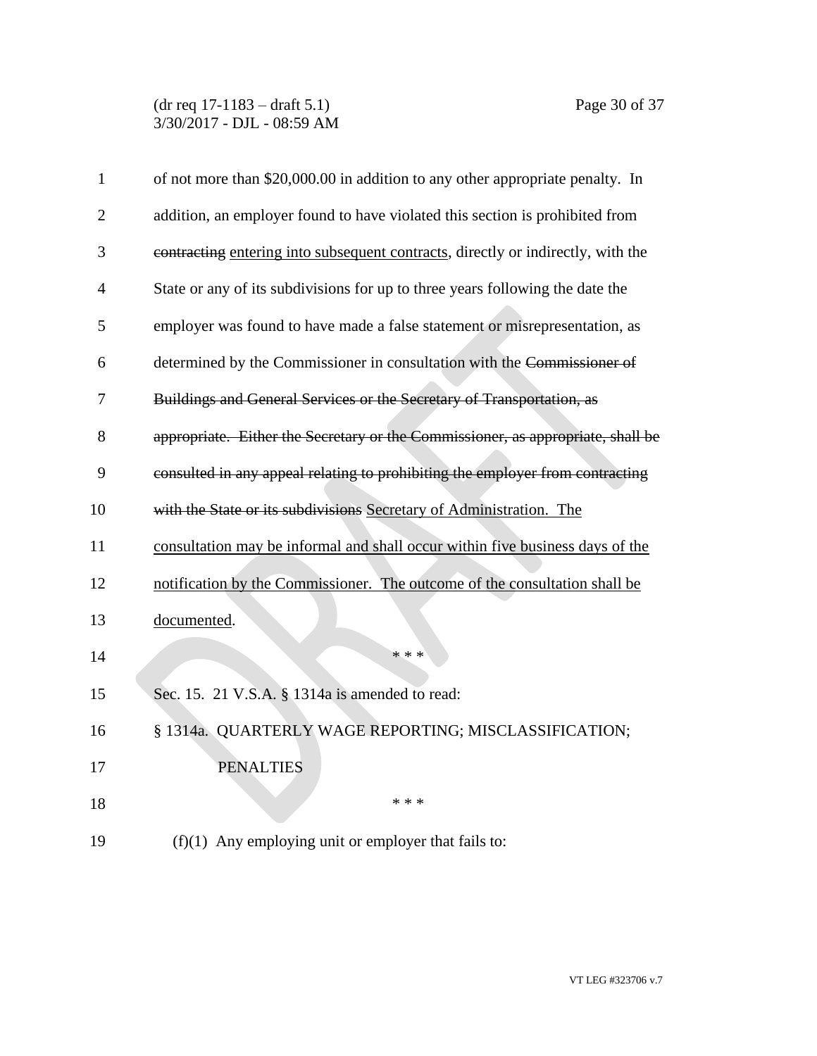of not more than $20,000.00 in addition to any other appropriate penalty. In addition, an employer found to have violated this section is prohibited from ~~contracting~~ entering into subsequent contracts, directly or indirectly, with the State or any of its subdivisions for up to three years following the date the employer was found to have made a false statement or misrepresentation, as determined by the Commissioner in consultation with the ~~Commissioner of Buildings and General Services or the Secretary of Transportation, as appropriate. Either the Secretary or the Commissioner, as appropriate, shall be consulted in any appeal relating to prohibiting the employer from contracting with the State or its subdivisions~~ Secretary of Administration. The consultation may be informal and shall occur within five business days of the notification by the Commissioner. The outcome of the consultation shall be documented.

\* \* \*

Sec. 15. 21 V.S.A. § 1314a is amended to read:

§ 1314a. QUARTERLY WAGE REPORTING; MISCLASSIFICATION; PENALTIES

\* \* \*

(f)(1) Any employing unit or employer that fails to: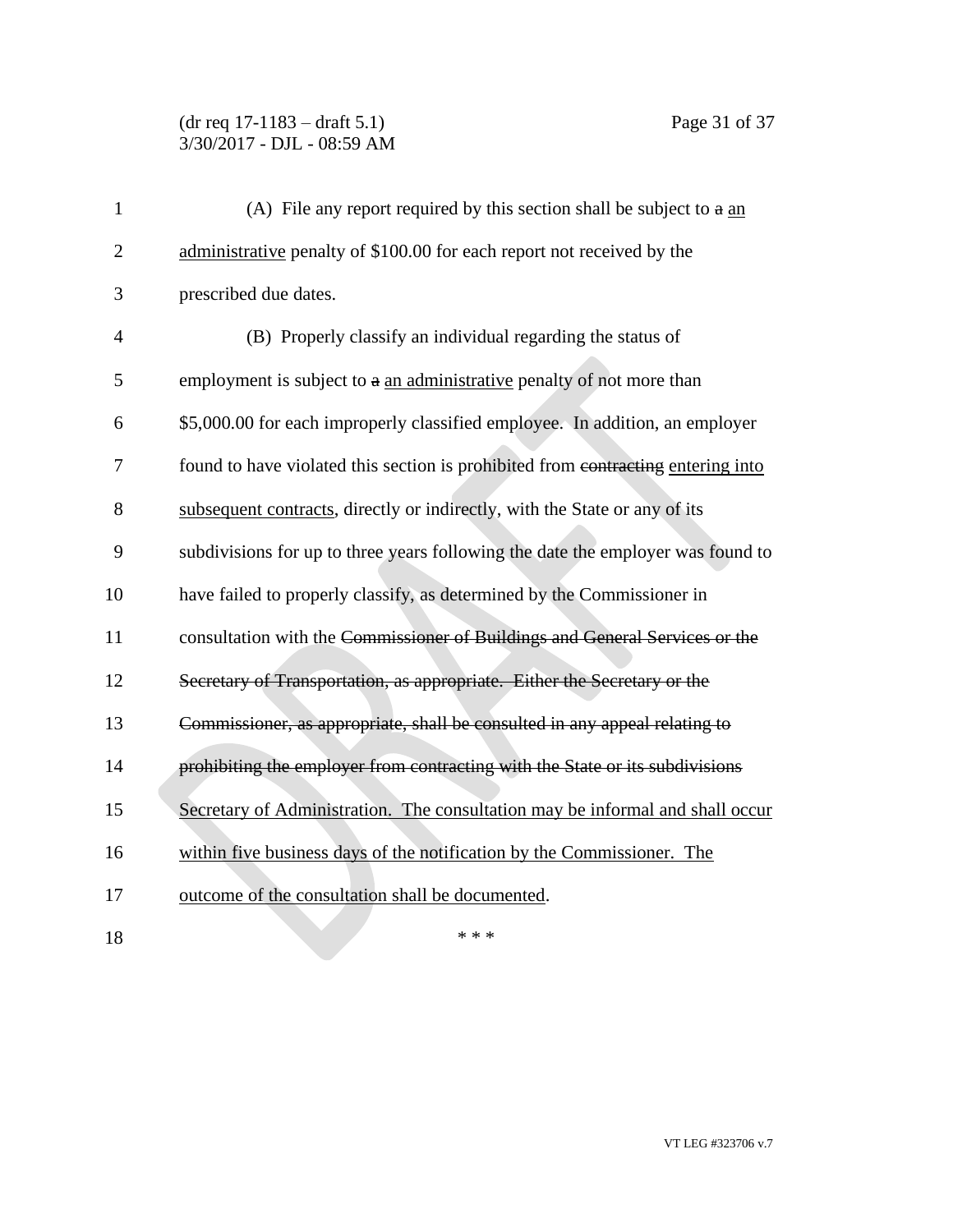(A) File any report required by this section shall be subject to ~~a~~ an administrative penalty of $100.00 for each report not received by the prescribed due dates.

(B) Properly classify an individual regarding the status of employment is subject to ~~a~~ an administrative penalty of not more than $5,000.00 for each improperly classified employee. In addition, an employer found to have violated this section is prohibited from ~~contracting~~ entering into subsequent contracts, directly or indirectly, with the State or any of its subdivisions for up to three years following the date the employer was found to have failed to properly classify, as determined by the Commissioner in consultation with the ~~Commissioner of Buildings and General Services or the Secretary of Transportation, as appropriate. Either the Secretary or the Commissioner, as appropriate, shall be consulted in any appeal relating to prohibiting the employer from contracting with the State or its subdivisions~~ Secretary of Administration. The consultation may be informal and shall occur within five business days of the notification by the Commissioner. The outcome of the consultation shall be documented.

\* \* \*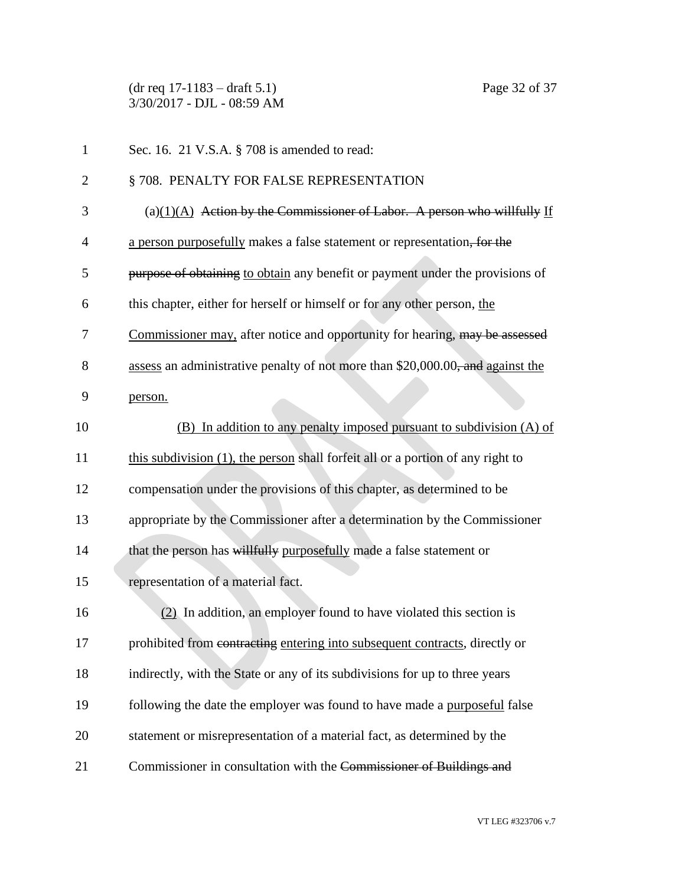Sec. 16. 21 V.S.A. § 708 is amended to read:

§ 708. PENALTY FOR FALSE REPRESENTATION

(a)(1)(A) ~~Action by the Commissioner of Labor. A person who willfully~~ If a person purposefully makes a false statement or representation~~, for the purpose of obtaining~~ to obtain any benefit or payment under the provisions of this chapter, either for herself or himself or for any other person, the Commissioner may, after notice and opportunity for hearing, ~~may be assessed~~ assess an administrative penalty of not more than $20,000.00~~, and~~ against the person.

(B) In addition to any penalty imposed pursuant to subdivision (A) of this subdivision (1), the person shall forfeit all or a portion of any right to compensation under the provisions of this chapter, as determined to be appropriate by the Commissioner after a determination by the Commissioner that the person has ~~willfully~~ purposefully made a false statement or representation of a material fact.

(2) In addition, an employer found to have violated this section is prohibited from ~~contracting~~ entering into subsequent contracts, directly or indirectly, with the State or any of its subdivisions for up to three years following the date the employer was found to have made a purposeful false statement or misrepresentation of a material fact, as determined by the Commissioner in consultation with the ~~Commissioner of Buildings and~~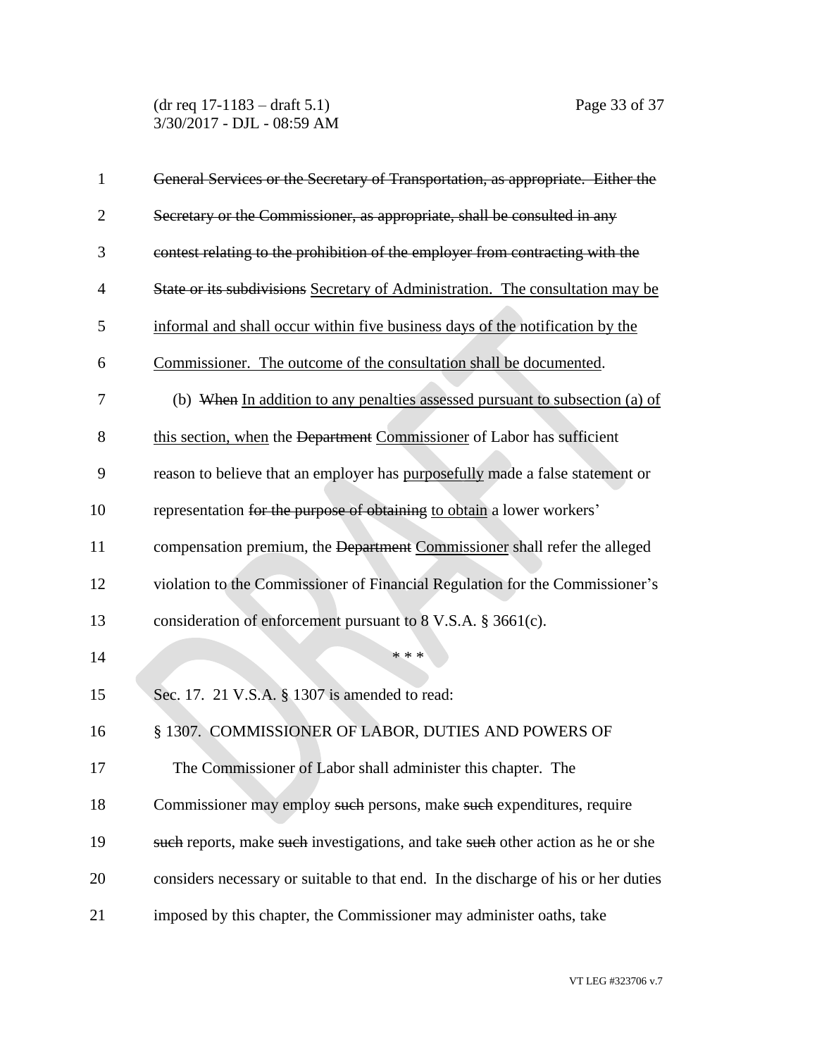~~General Services or the Secretary of Transportation, as appropriate. Either the Secretary or the Commissioner, as appropriate, shall be consulted in any contest relating to the prohibition of the employer from contracting with the State or its subdivisions~~ Secretary of Administration. The consultation may be informal and shall occur within five business days of the notification by the Commissioner. The outcome of the consultation shall be documented.

(b) ~~When~~ In addition to any penalties assessed pursuant to subsection (a) of this section, when the ~~Department~~ Commissioner of Labor has sufficient reason to believe that an employer has purposefully made a false statement or representation ~~for the purpose of obtaining~~ to obtain a lower workers' compensation premium, the ~~Department~~ Commissioner shall refer the alleged violation to the Commissioner of Financial Regulation for the Commissioner's consideration of enforcement pursuant to 8 V.S.A. § 3661(c).

\* \* \*

Sec. 17. 21 V.S.A. § 1307 is amended to read:

§ 1307. COMMISSIONER OF LABOR, DUTIES AND POWERS OF

The Commissioner of Labor shall administer this chapter. The Commissioner may employ ~~such~~ persons, make ~~such~~ expenditures, require ~~such~~ reports, make ~~such~~ investigations, and take ~~such~~ other action as he or she considers necessary or suitable to that end. In the discharge of his or her duties imposed by this chapter, the Commissioner may administer oaths, take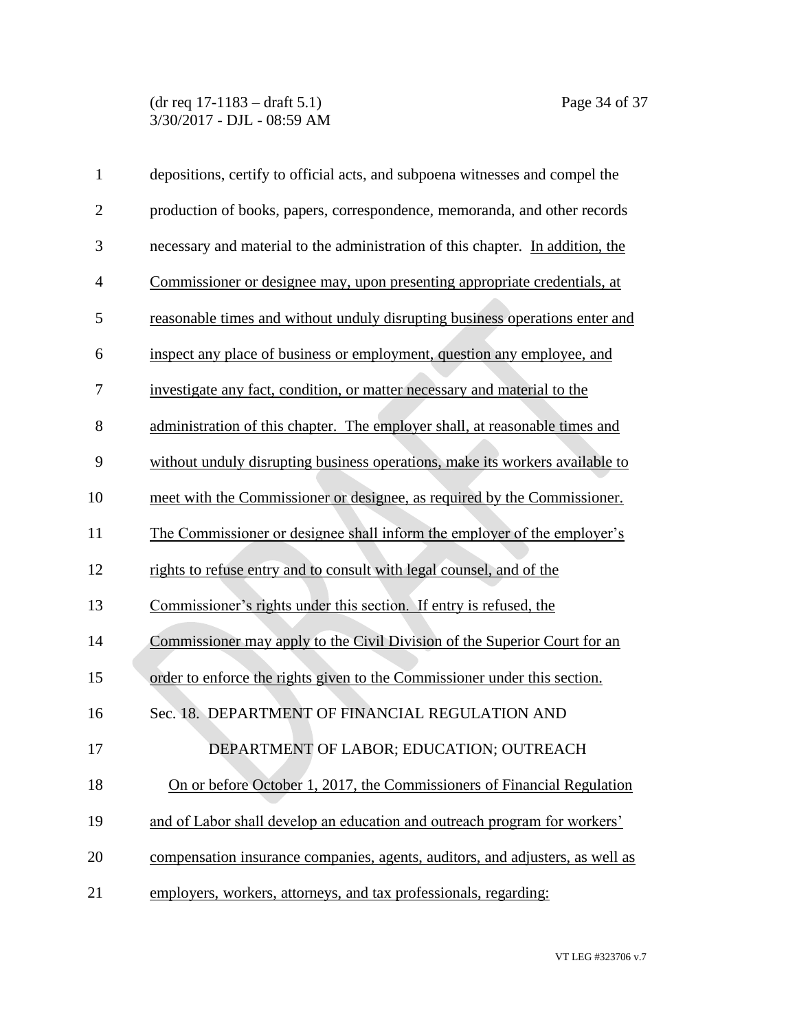depositions, certify to official acts, and subpoena witnesses and compel the production of books, papers, correspondence, memoranda, and other records necessary and material to the administration of this chapter. In addition, the Commissioner or designee may, upon presenting appropriate credentials, at reasonable times and without unduly disrupting business operations enter and inspect any place of business or employment, question any employee, and investigate any fact, condition, or matter necessary and material to the administration of this chapter. The employer shall, at reasonable times and without unduly disrupting business operations, make its workers available to meet with the Commissioner or designee, as required by the Commissioner. The Commissioner or designee shall inform the employer of the employer's rights to refuse entry and to consult with legal counsel, and of the Commissioner's rights under this section. If entry is refused, the Commissioner may apply to the Civil Division of the Superior Court for an order to enforce the rights given to the Commissioner under this section.

Sec. 18. DEPARTMENT OF FINANCIAL REGULATION AND DEPARTMENT OF LABOR; EDUCATION; OUTREACH

On or before October 1, 2017, the Commissioners of Financial Regulation and of Labor shall develop an education and outreach program for workers' compensation insurance companies, agents, auditors, and adjusters, as well as employers, workers, attorneys, and tax professionals, regarding: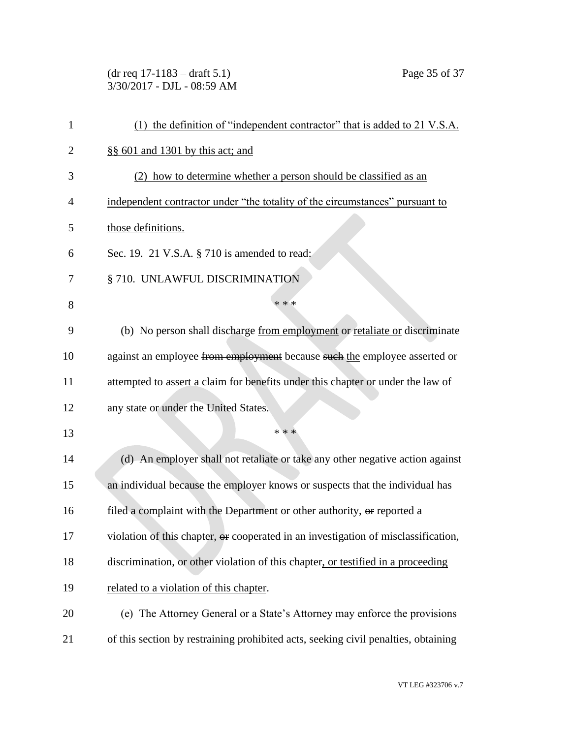(1) the definition of "independent contractor" that is added to 21 V.S.A. §§ 601 and 1301 by this act; and

(2) how to determine whether a person should be classified as an independent contractor under "the totality of the circumstances" pursuant to those definitions.

Sec. 19. 21 V.S.A. § 710 is amended to read:

§ 710. UNLAWFUL DISCRIMINATION

\* \* \*

(b) No person shall discharge from employment or retaliate or discriminate against an employee ~~from employment~~ because ~~such~~ the employee asserted or attempted to assert a claim for benefits under this chapter or under the law of any state or under the United States.

\* \* \*

(d) An employer shall not retaliate or take any other negative action against an individual because the employer knows or suspects that the individual has filed a complaint with the Department or other authority, ~~or~~ reported a violation of this chapter, ~~or~~ cooperated in an investigation of misclassification, discrimination, or other violation of this chapter, or testified in a proceeding related to a violation of this chapter.

(e) The Attorney General or a State's Attorney may enforce the provisions of this section by restraining prohibited acts, seeking civil penalties, obtaining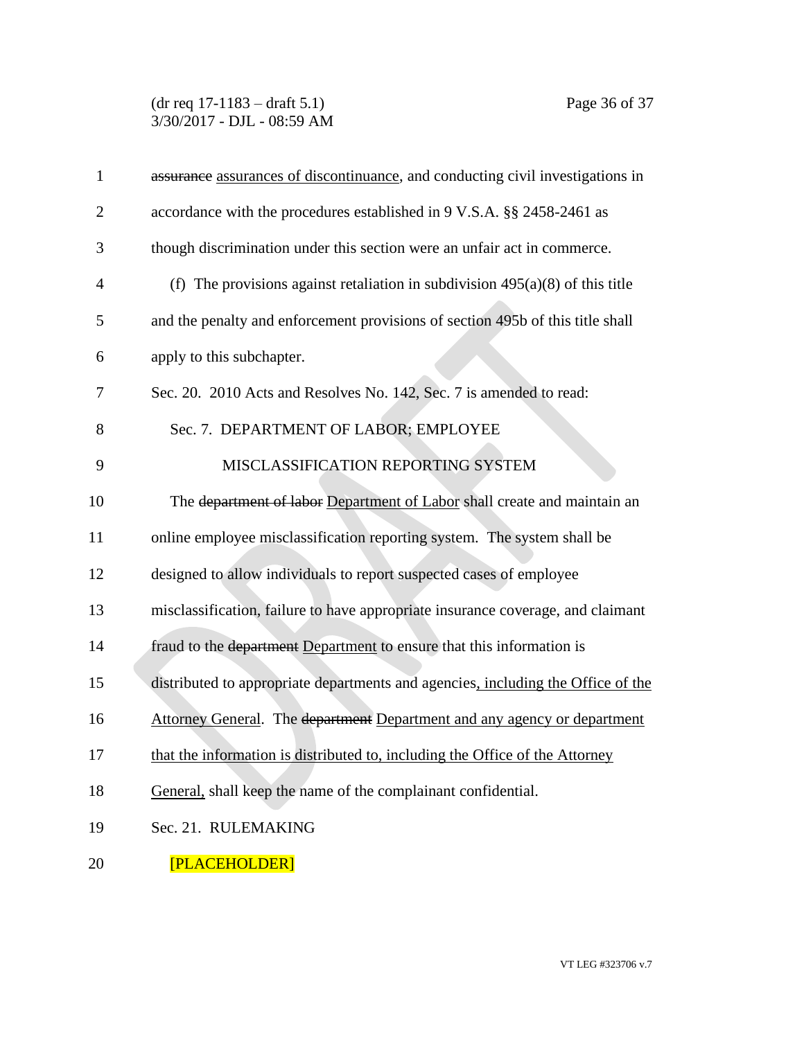~~assurance~~ assurances of discontinuance, and conducting civil investigations in accordance with the procedures established in 9 V.S.A. §§ 2458-2461 as though discrimination under this section were an unfair act in commerce.

(f) The provisions against retaliation in subdivision 495(a)(8) of this title and the penalty and enforcement provisions of section 495b of this title shall apply to this subchapter.

Sec. 20. 2010 Acts and Resolves No. 142, Sec. 7 is amended to read:

Sec. 7. DEPARTMENT OF LABOR; EMPLOYEE MISCLASSIFICATION REPORTING SYSTEM

The ~~department of labor~~ Department of Labor shall create and maintain an online employee misclassification reporting system. The system shall be designed to allow individuals to report suspected cases of employee misclassification, failure to have appropriate insurance coverage, and claimant fraud to the ~~department~~ Department to ensure that this information is distributed to appropriate departments and agencies, including the Office of the Attorney General. The ~~department~~ Department and any agency or department that the information is distributed to, including the Office of the Attorney General, shall keep the name of the complainant confidential.

Sec. 21. RULEMAKING

[PLACEHOLDER]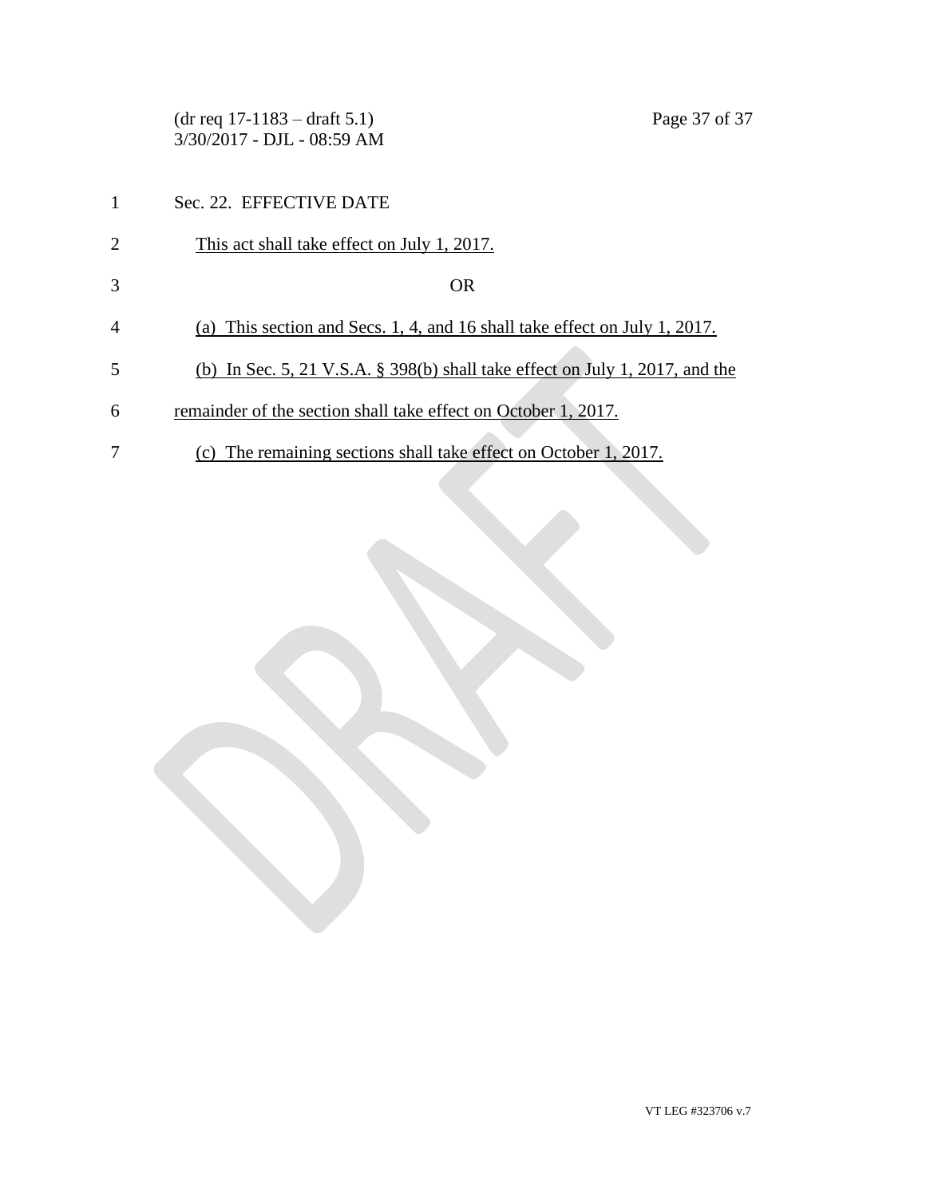Sec. 22. EFFECTIVE DATE

This act shall take effect on July 1, 2017.

OR

(a) This section and Secs. 1, 4, and 16 shall take effect on July 1, 2017.

(b) In Sec. 5, 21 V.S.A. § 398(b) shall take effect on July 1, 2017, and the remainder of the section shall take effect on October 1, 2017.

(c) The remaining sections shall take effect on October 1, 2017.